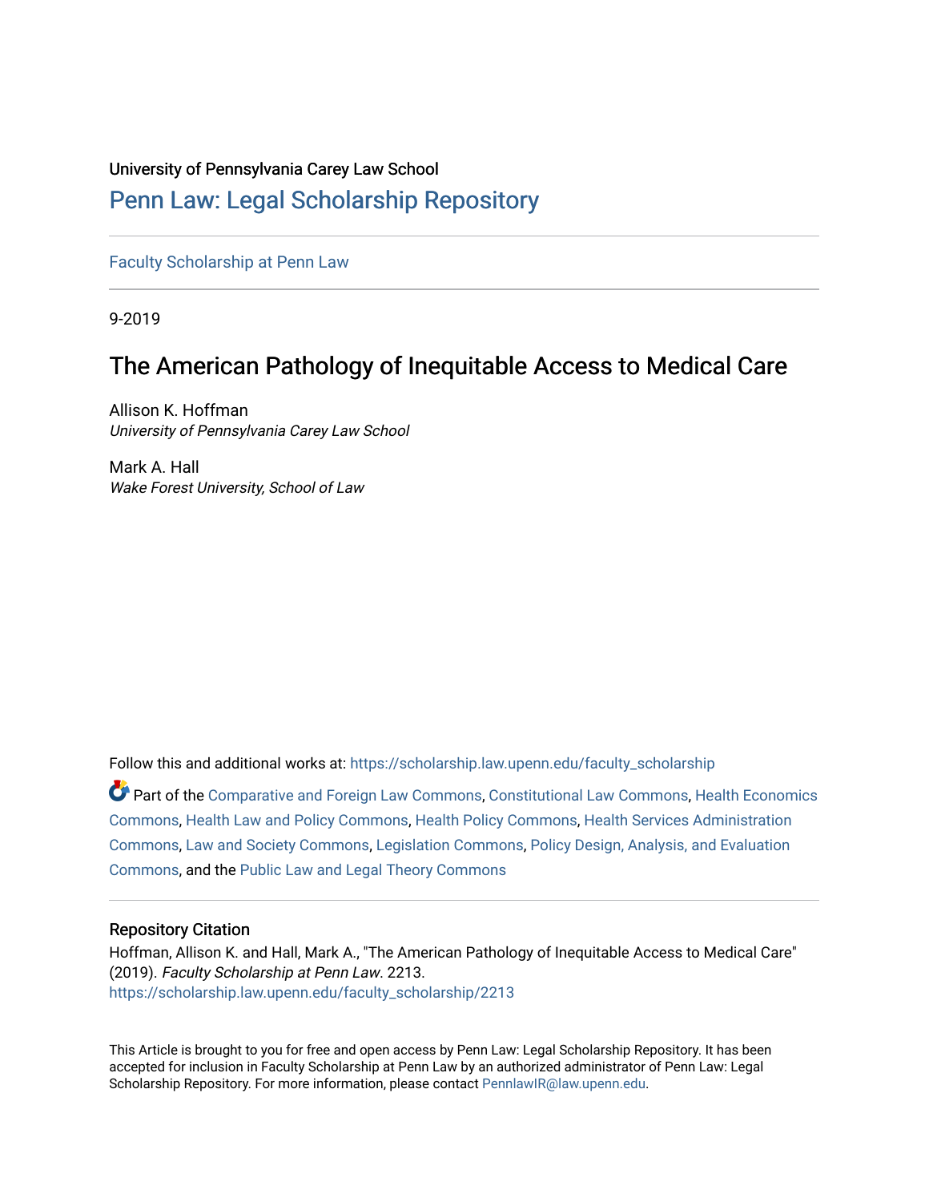University of Pennsylvania Carey Law School

# Penn Law: Legal Scholarship Repository

Faculty Scholarship at Penn Law

9-2019

## The American Pathology of Inequitable Access to Medical Care

Allison K. Hoffman
*University of Pennsylvania Carey Law School*

Mark A. Hall
*Wake Forest University, School of Law*

Follow this and additional works at: https://scholarship.law.upenn.edu/faculty_scholarship

Part of the Comparative and Foreign Law Commons, Constitutional Law Commons, Health Economics Commons, Health Law and Policy Commons, Health Policy Commons, Health Services Administration Commons, Law and Society Commons, Legislation Commons, Policy Design, Analysis, and Evaluation Commons, and the Public Law and Legal Theory Commons

### Repository Citation

Hoffman, Allison K. and Hall, Mark A., "The American Pathology of Inequitable Access to Medical Care" (2019). *Faculty Scholarship at Penn Law*. 2213.
https://scholarship.law.upenn.edu/faculty_scholarship/2213

This Article is brought to you for free and open access by Penn Law: Legal Scholarship Repository. It has been accepted for inclusion in Faculty Scholarship at Penn Law by an authorized administrator of Penn Law: Legal Scholarship Repository. For more information, please contact PennlawIR@law.upenn.edu.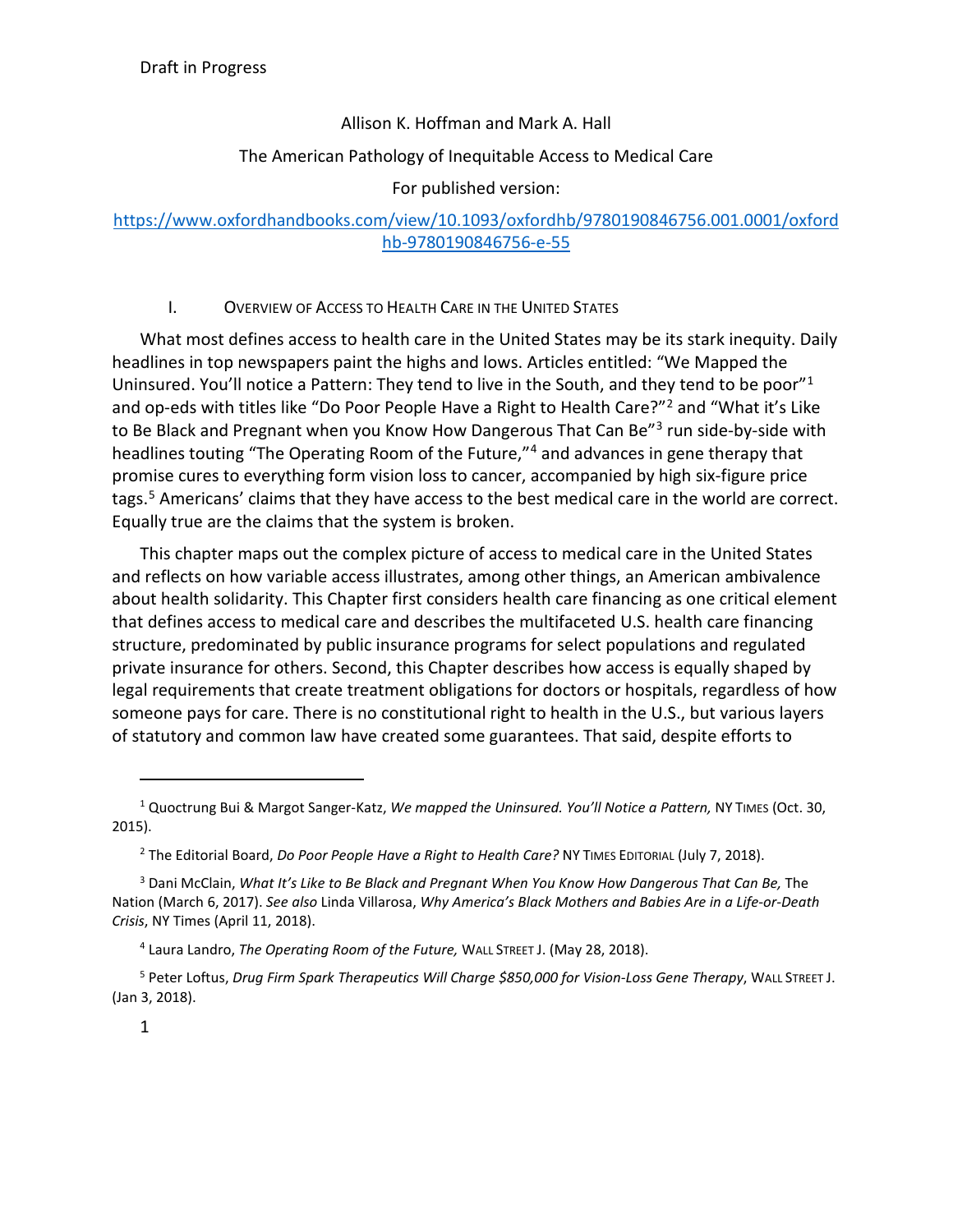Allison K. Hoffman and Mark A. Hall

The American Pathology of Inequitable Access to Medical Care

For published version:

https://www.oxfordhandbooks.com/view/10.1093/oxfordhb/9780190846756.001.0001/oxfordhb-9780190846756-e-55

## I. Overview of Access to Health Care in the United States

What most defines access to health care in the United States may be its stark inequity. Daily headlines in top newspapers paint the highs and lows. Articles entitled: "We Mapped the Uninsured. You'll notice a Pattern: They tend to live in the South, and they tend to be poor"[1] and op-eds with titles like "Do Poor People Have a Right to Health Care?"[2] and "What it's Like to Be Black and Pregnant when you Know How Dangerous That Can Be"[3] run side-by-side with headlines touting "The Operating Room of the Future,"[4] and advances in gene therapy that promise cures to everything form vision loss to cancer, accompanied by high six-figure price tags.[5] Americans' claims that they have access to the best medical care in the world are correct. Equally true are the claims that the system is broken.

This chapter maps out the complex picture of access to medical care in the United States and reflects on how variable access illustrates, among other things, an American ambivalence about health solidarity. This Chapter first considers health care financing as one critical element that defines access to medical care and describes the multifaceted U.S. health care financing structure, predominated by public insurance programs for select populations and regulated private insurance for others. Second, this Chapter describes how access is equally shaped by legal requirements that create treatment obligations for doctors or hospitals, regardless of how someone pays for care. There is no constitutional right to health in the U.S., but various layers of statutory and common law have created some guarantees. That said, despite efforts to

---

[1] Quoctrung Bui & Margot Sanger-Katz, *We mapped the Uninsured. You'll Notice a Pattern,* NY Times (Oct. 30, 2015).

[2] The Editorial Board, *Do Poor People Have a Right to Health Care?* NY Times Editorial (July 7, 2018).

[3] Dani McClain, *What It's Like to Be Black and Pregnant When You Know How Dangerous That Can Be,* The Nation (March 6, 2017). *See also* Linda Villarosa, *Why America's Black Mothers and Babies Are in a Life-or-Death Crisis*, NY Times (April 11, 2018).

[4] Laura Landro, *The Operating Room of the Future,* Wall Street J. (May 28, 2018).

[5] Peter Loftus, *Drug Firm Spark Therapeutics Will Charge $850,000 for Vision-Loss Gene Therapy*, Wall Street J. (Jan 3, 2018).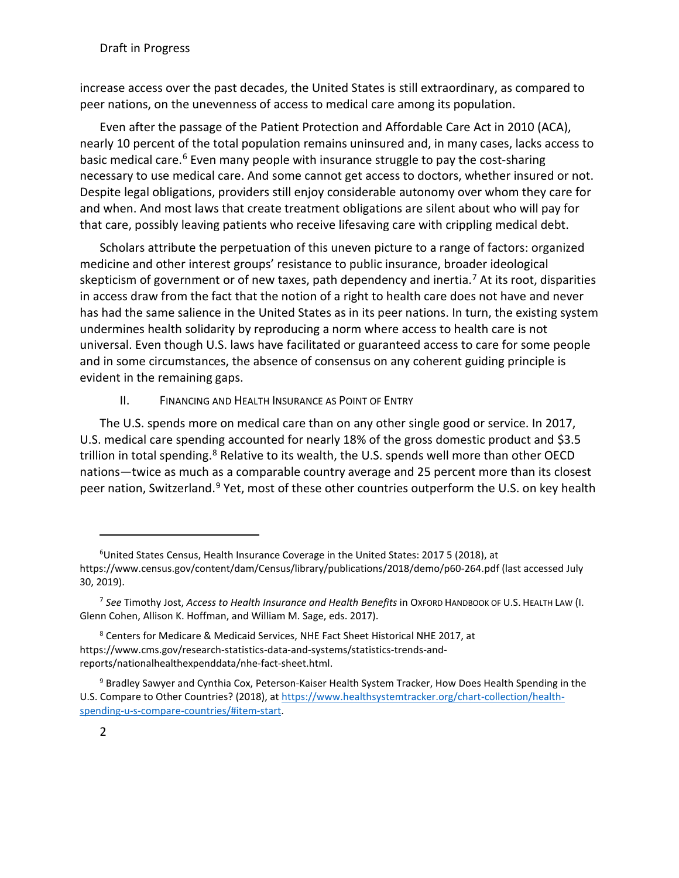increase access over the past decades, the United States is still extraordinary, as compared to peer nations, on the unevenness of access to medical care among its population.

Even after the passage of the Patient Protection and Affordable Care Act in 2010 (ACA), nearly 10 percent of the total population remains uninsured and, in many cases, lacks access to basic medical care.[6] Even many people with insurance struggle to pay the cost-sharing necessary to use medical care. And some cannot get access to doctors, whether insured or not. Despite legal obligations, providers still enjoy considerable autonomy over whom they care for and when. And most laws that create treatment obligations are silent about who will pay for that care, possibly leaving patients who receive lifesaving care with crippling medical debt.

Scholars attribute the perpetuation of this uneven picture to a range of factors: organized medicine and other interest groups' resistance to public insurance, broader ideological skepticism of government or of new taxes, path dependency and inertia.[7] At its root, disparities in access draw from the fact that the notion of a right to health care does not have and never has had the same salience in the United States as in its peer nations. In turn, the existing system undermines health solidarity by reproducing a norm where access to health care is not universal. Even though U.S. laws have facilitated or guaranteed access to care for some people and in some circumstances, the absence of consensus on any coherent guiding principle is evident in the remaining gaps.

## II. Financing and Health Insurance as Point of Entry

The U.S. spends more on medical care than on any other single good or service. In 2017, U.S. medical care spending accounted for nearly 18% of the gross domestic product and $3.5 trillion in total spending.[8] Relative to its wealth, the U.S. spends well more than other OECD nations—twice as much as a comparable country average and 25 percent more than its closest peer nation, Switzerland.[9] Yet, most of these other countries outperform the U.S. on key health

---

[6] United States Census, Health Insurance Coverage in the United States: 2017 5 (2018), at https://www.census.gov/content/dam/Census/library/publications/2018/demo/p60-264.pdf (last accessed July 30, 2019).

[7] *See* Timothy Jost, *Access to Health Insurance and Health Benefits* in Oxford Handbook of U.S. Health Law (I. Glenn Cohen, Allison K. Hoffman, and William M. Sage, eds. 2017).

[8] Centers for Medicare & Medicaid Services, NHE Fact Sheet Historical NHE 2017, at https://www.cms.gov/research-statistics-data-and-systems/statistics-trends-and-reports/nationalhealthexpenddata/nhe-fact-sheet.html.

[9] Bradley Sawyer and Cynthia Cox, Peterson-Kaiser Health System Tracker, How Does Health Spending in the U.S. Compare to Other Countries? (2018), at https://www.healthsystemtracker.org/chart-collection/health-spending-u-s-compare-countries/#item-start.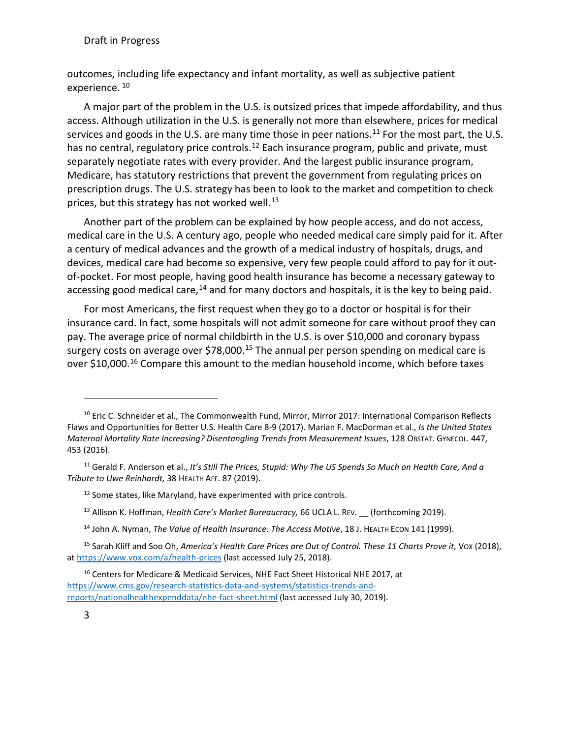outcomes, including life expectancy and infant mortality, as well as subjective patient experience. [10]

A major part of the problem in the U.S. is outsized prices that impede affordability, and thus access. Although utilization in the U.S. is generally not more than elsewhere, prices for medical services and goods in the U.S. are many time those in peer nations.[11] For the most part, the U.S. has no central, regulatory price controls.[12] Each insurance program, public and private, must separately negotiate rates with every provider. And the largest public insurance program, Medicare, has statutory restrictions that prevent the government from regulating prices on prescription drugs. The U.S. strategy has been to look to the market and competition to check prices, but this strategy has not worked well.[13]

Another part of the problem can be explained by how people access, and do not access, medical care in the U.S. A century ago, people who needed medical care simply paid for it. After a century of medical advances and the growth of a medical industry of hospitals, drugs, and devices, medical care had become so expensive, very few people could afford to pay for it out-of-pocket. For most people, having good health insurance has become a necessary gateway to accessing good medical care,[14] and for many doctors and hospitals, it is the key to being paid.

For most Americans, the first request when they go to a doctor or hospital is for their insurance card. In fact, some hospitals will not admit someone for care without proof they can pay. The average price of normal childbirth in the U.S. is over $10,000 and coronary bypass surgery costs on average over $78,000.[15] The annual per person spending on medical care is over $10,000.[16] Compare this amount to the median household income, which before taxes

---

[10] Eric C. Schneider et al., The Commonwealth Fund, Mirror, Mirror 2017: International Comparison Reflects Flaws and Opportunities for Better U.S. Health Care 8-9 (2017). Marian F. MacDorman et al., *Is the United States Maternal Mortality Rate Increasing? Disentangling Trends from Measurement Issues*, 128 OBSTAT. GYNECOL. 447, 453 (2016).

[11] Gerald F. Anderson et al., *It's Still The Prices, Stupid: Why The US Spends So Much on Health Care, And a Tribute to Uwe Reinhardt,* 38 HEALTH AFF. 87 (2019).

[12] Some states, like Maryland, have experimented with price controls.

[13] Allison K. Hoffman, *Health Care's Market Bureaucracy,* 66 UCLA L. REV. __ (forthcoming 2019).

[14] John A. Nyman, *The Value of Health Insurance: The Access Motive*, 18 J. HEALTH ECON 141 (1999).

[15] Sarah Kliff and Soo Oh, *America's Health Care Prices are Out of Control. These 11 Charts Prove it,* VOX (2018), at https://www.vox.com/a/health-prices (last accessed July 25, 2018).

[16] Centers for Medicare & Medicaid Services, NHE Fact Sheet Historical NHE 2017, at https://www.cms.gov/research-statistics-data-and-systems/statistics-trends-and-reports/nationalhealthexpenddata/nhe-fact-sheet.html (last accessed July 30, 2019).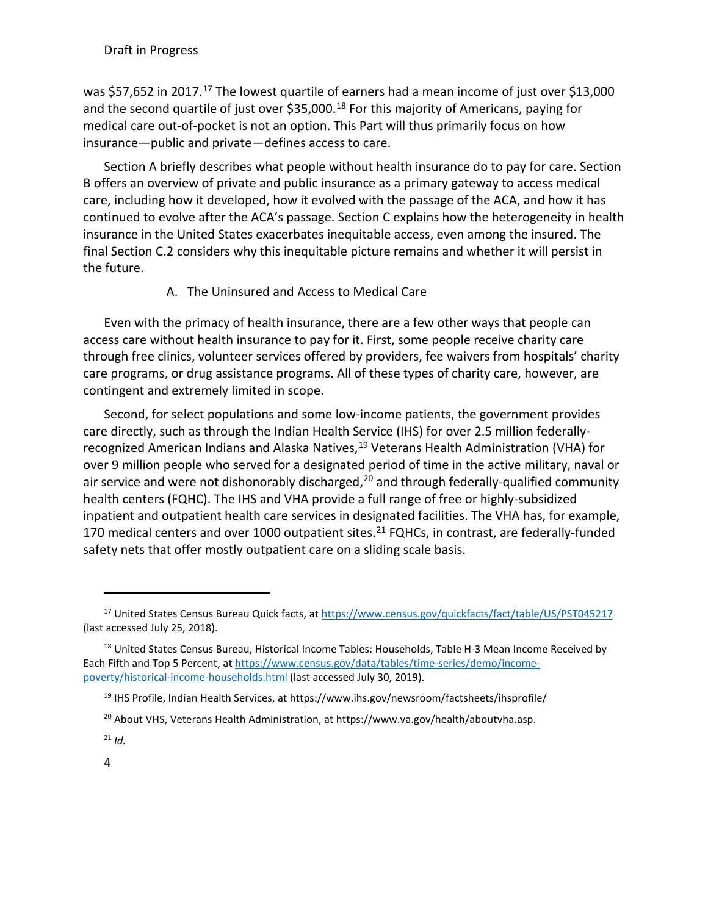was $57,652 in 2017.[17] The lowest quartile of earners had a mean income of just over $13,000 and the second quartile of just over $35,000.[18] For this majority of Americans, paying for medical care out-of-pocket is not an option. This Part will thus primarily focus on how insurance—public and private—defines access to care.

Section A briefly describes what people without health insurance do to pay for care. Section B offers an overview of private and public insurance as a primary gateway to access medical care, including how it developed, how it evolved with the passage of the ACA, and how it has continued to evolve after the ACA's passage. Section C explains how the heterogeneity in health insurance in the United States exacerbates inequitable access, even among the insured. The final Section C.2 considers why this inequitable picture remains and whether it will persist in the future.

### A. The Uninsured and Access to Medical Care

Even with the primacy of health insurance, there are a few other ways that people can access care without health insurance to pay for it. First, some people receive charity care through free clinics, volunteer services offered by providers, fee waivers from hospitals' charity care programs, or drug assistance programs. All of these types of charity care, however, are contingent and extremely limited in scope.

Second, for select populations and some low-income patients, the government provides care directly, such as through the Indian Health Service (IHS) for over 2.5 million federally-recognized American Indians and Alaska Natives,[19] Veterans Health Administration (VHA) for over 9 million people who served for a designated period of time in the active military, naval or air service and were not dishonorably discharged,[20] and through federally-qualified community health centers (FQHC). The IHS and VHA provide a full range of free or highly-subsidized inpatient and outpatient health care services in designated facilities. The VHA has, for example, 170 medical centers and over 1000 outpatient sites.[21] FQHCs, in contrast, are federally-funded safety nets that offer mostly outpatient care on a sliding scale basis.

---

[17] United States Census Bureau Quick facts, at https://www.census.gov/quickfacts/fact/table/US/PST045217 (last accessed July 25, 2018).

[18] United States Census Bureau, Historical Income Tables: Households, Table H-3 Mean Income Received by Each Fifth and Top 5 Percent, at https://www.census.gov/data/tables/time-series/demo/income-poverty/historical-income-households.html (last accessed July 30, 2019).

[19] IHS Profile, Indian Health Services, at https://www.ihs.gov/newsroom/factsheets/ihsprofile/

[20] About VHS, Veterans Health Administration, at https://www.va.gov/health/aboutvha.asp.

[21] *Id.*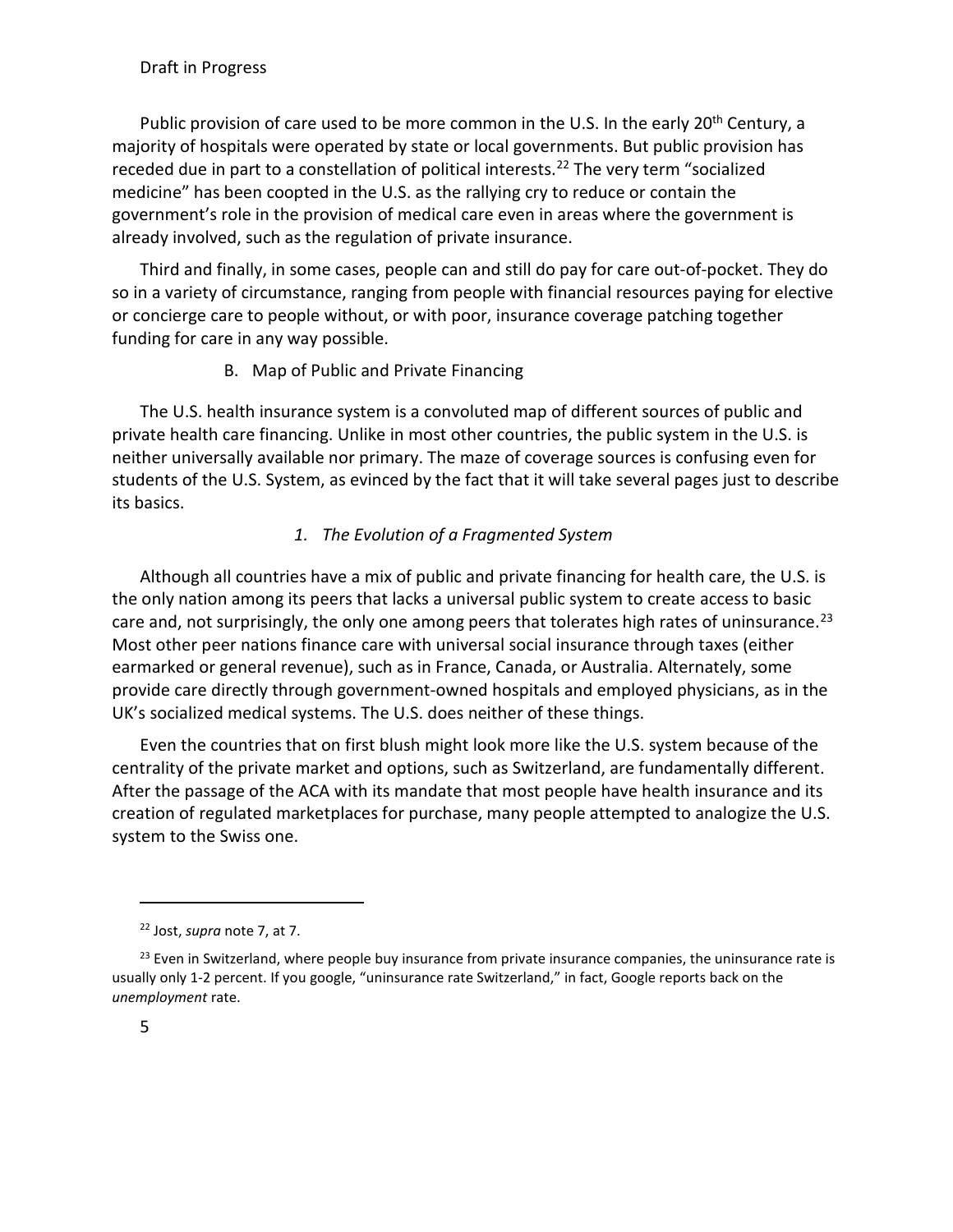Public provision of care used to be more common in the U.S. In the early 20th Century, a majority of hospitals were operated by state or local governments. But public provision has receded due in part to a constellation of political interests.[22] The very term "socialized medicine" has been coopted in the U.S. as the rallying cry to reduce or contain the government's role in the provision of medical care even in areas where the government is already involved, such as the regulation of private insurance.

Third and finally, in some cases, people can and still do pay for care out-of-pocket. They do so in a variety of circumstance, ranging from people with financial resources paying for elective or concierge care to people without, or with poor, insurance coverage patching together funding for care in any way possible.

## B. Map of Public and Private Financing

The U.S. health insurance system is a convoluted map of different sources of public and private health care financing. Unlike in most other countries, the public system in the U.S. is neither universally available nor primary. The maze of coverage sources is confusing even for students of the U.S. System, as evinced by the fact that it will take several pages just to describe its basics.

### *1. The Evolution of a Fragmented System*

Although all countries have a mix of public and private financing for health care, the U.S. is the only nation among its peers that lacks a universal public system to create access to basic care and, not surprisingly, the only one among peers that tolerates high rates of uninsurance.[23] Most other peer nations finance care with universal social insurance through taxes (either earmarked or general revenue), such as in France, Canada, or Australia. Alternately, some provide care directly through government-owned hospitals and employed physicians, as in the UK's socialized medical systems. The U.S. does neither of these things.

Even the countries that on first blush might look more like the U.S. system because of the centrality of the private market and options, such as Switzerland, are fundamentally different. After the passage of the ACA with its mandate that most people have health insurance and its creation of regulated marketplaces for purchase, many people attempted to analogize the U.S. system to the Swiss one.

---

[22] Jost, *supra* note 7, at 7.

[23] Even in Switzerland, where people buy insurance from private insurance companies, the uninsurance rate is usually only 1-2 percent. If you google, "uninsurance rate Switzerland," in fact, Google reports back on the *unemployment* rate.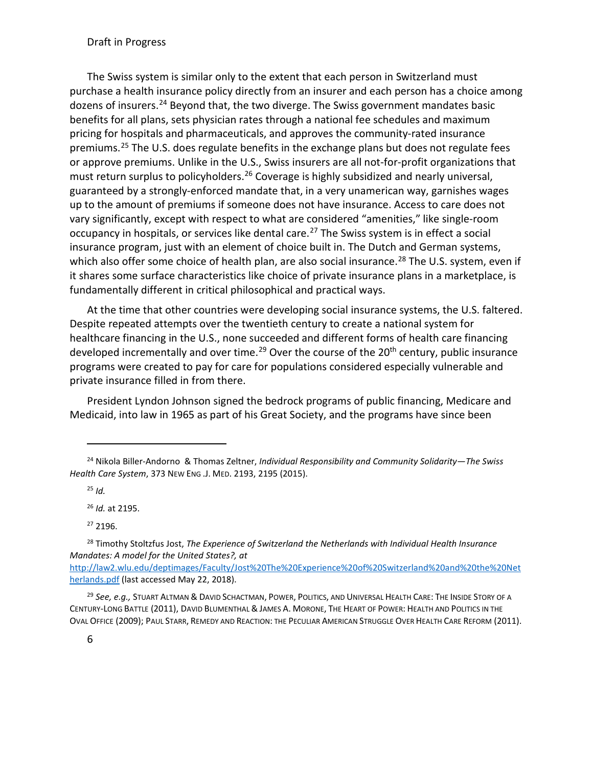The Swiss system is similar only to the extent that each person in Switzerland must purchase a health insurance policy directly from an insurer and each person has a choice among dozens of insurers.[24] Beyond that, the two diverge. The Swiss government mandates basic benefits for all plans, sets physician rates through a national fee schedules and maximum pricing for hospitals and pharmaceuticals, and approves the community-rated insurance premiums.[25] The U.S. does regulate benefits in the exchange plans but does not regulate fees or approve premiums. Unlike in the U.S., Swiss insurers are all not-for-profit organizations that must return surplus to policyholders.[26] Coverage is highly subsidized and nearly universal, guaranteed by a strongly-enforced mandate that, in a very unamerican way, garnishes wages up to the amount of premiums if someone does not have insurance. Access to care does not vary significantly, except with respect to what are considered "amenities," like single-room occupancy in hospitals, or services like dental care.[27] The Swiss system is in effect a social insurance program, just with an element of choice built in. The Dutch and German systems, which also offer some choice of health plan, are also social insurance.[28] The U.S. system, even if it shares some surface characteristics like choice of private insurance plans in a marketplace, is fundamentally different in critical philosophical and practical ways.

At the time that other countries were developing social insurance systems, the U.S. faltered. Despite repeated attempts over the twentieth century to create a national system for healthcare financing in the U.S., none succeeded and different forms of health care financing developed incrementally and over time.[29] Over the course of the 20th century, public insurance programs were created to pay for care for populations considered especially vulnerable and private insurance filled in from there.

President Lyndon Johnson signed the bedrock programs of public financing, Medicare and Medicaid, into law in 1965 as part of his Great Society, and the programs have since been

---

[24] Nikola Biller-Andorno & Thomas Zeltner, *Individual Responsibility and Community Solidarity—The Swiss Health Care System*, 373 NEW ENG .J. MED. 2193, 2195 (2015).

[25] *Id.*

[26] *Id.* at 2195.

[27] 2196.

[28] Timothy Stoltzfus Jost, *The Experience of Switzerland the Netherlands with Individual Health Insurance Mandates: A model for the United States?, at* http://law2.wlu.edu/deptimages/Faculty/Jost%20The%20Experience%20of%20Switzerland%20and%20the%20Netherlands.pdf (last accessed May 22, 2018).

[29] *See, e.g.,* STUART ALTMAN & DAVID SCHACTMAN, POWER, POLITICS, AND UNIVERSAL HEALTH CARE: THE INSIDE STORY OF A CENTURY-LONG BATTLE (2011), DAVID BLUMENTHAL & JAMES A. MORONE, THE HEART OF POWER: HEALTH AND POLITICS IN THE OVAL OFFICE (2009); PAUL STARR, REMEDY AND REACTION: THE PECULIAR AMERICAN STRUGGLE OVER HEALTH CARE REFORM (2011).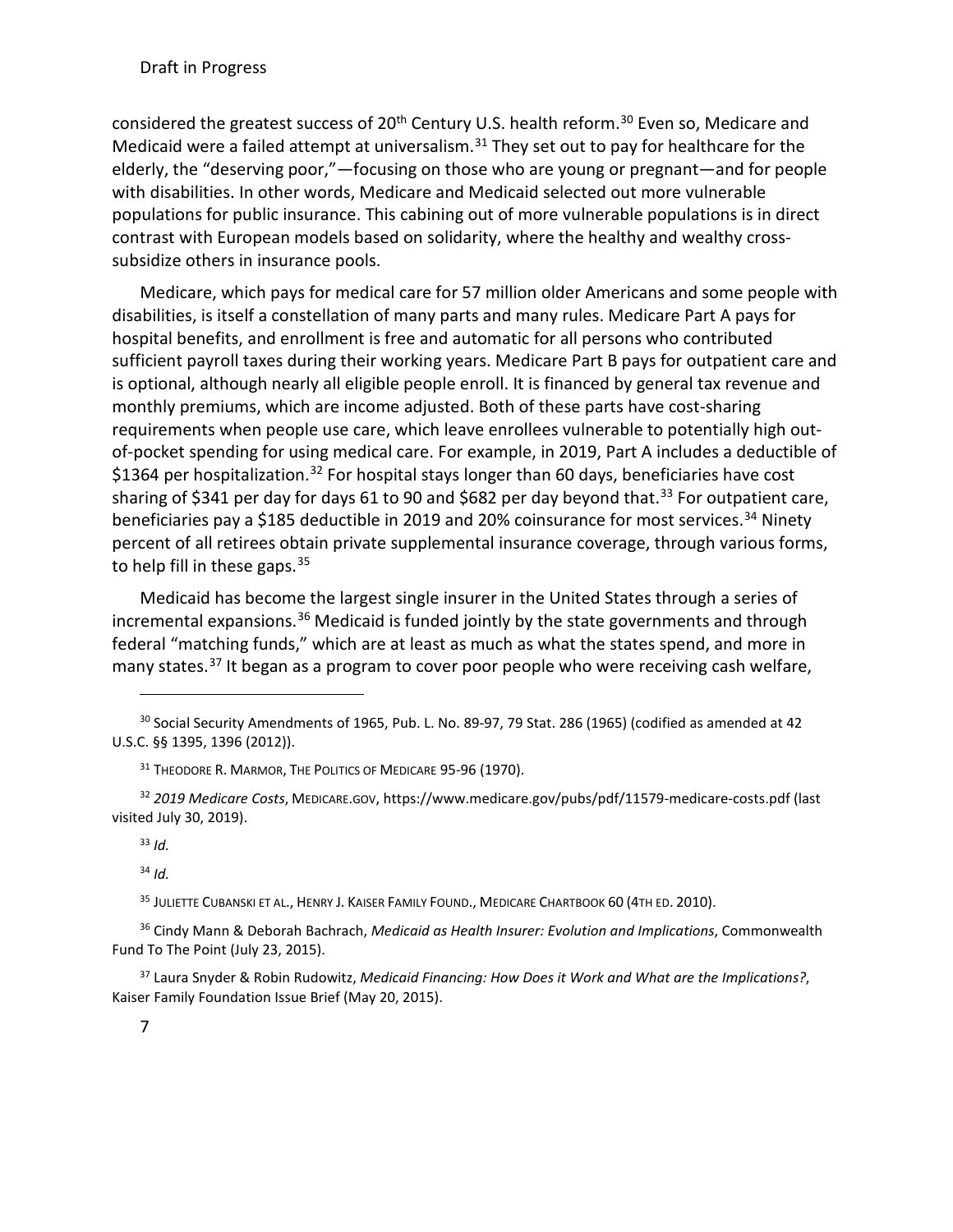considered the greatest success of 20th Century U.S. health reform.[30] Even so, Medicare and Medicaid were a failed attempt at universalism.[31] They set out to pay for healthcare for the elderly, the "deserving poor,"—focusing on those who are young or pregnant—and for people with disabilities. In other words, Medicare and Medicaid selected out more vulnerable populations for public insurance. This cabining out of more vulnerable populations is in direct contrast with European models based on solidarity, where the healthy and wealthy cross-subsidize others in insurance pools.

Medicare, which pays for medical care for 57 million older Americans and some people with disabilities, is itself a constellation of many parts and many rules. Medicare Part A pays for hospital benefits, and enrollment is free and automatic for all persons who contributed sufficient payroll taxes during their working years. Medicare Part B pays for outpatient care and is optional, although nearly all eligible people enroll. It is financed by general tax revenue and monthly premiums, which are income adjusted. Both of these parts have cost-sharing requirements when people use care, which leave enrollees vulnerable to potentially high out-of-pocket spending for using medical care. For example, in 2019, Part A includes a deductible of $1364 per hospitalization.[32] For hospital stays longer than 60 days, beneficiaries have cost sharing of $341 per day for days 61 to 90 and $682 per day beyond that.[33] For outpatient care, beneficiaries pay a $185 deductible in 2019 and 20% coinsurance for most services.[34] Ninety percent of all retirees obtain private supplemental insurance coverage, through various forms, to help fill in these gaps.[35]

Medicaid has become the largest single insurer in the United States through a series of incremental expansions.[36] Medicaid is funded jointly by the state governments and through federal "matching funds," which are at least as much as what the states spend, and more in many states.[37] It began as a program to cover poor people who were receiving cash welfare,

---

[30] Social Security Amendments of 1965, Pub. L. No. 89-97, 79 Stat. 286 (1965) (codified as amended at 42 U.S.C. §§ 1395, 1396 (2012)).

[31] THEODORE R. MARMOR, THE POLITICS OF MEDICARE 95-96 (1970).

[32] *2019 Medicare Costs*, MEDICARE.GOV, https://www.medicare.gov/pubs/pdf/11579-medicare-costs.pdf (last visited July 30, 2019).

[33] *Id.*

[34] *Id.*

[35] JULIETTE CUBANSKI ET AL., HENRY J. KAISER FAMILY FOUND., MEDICARE CHARTBOOK 60 (4TH ED. 2010).

[36] Cindy Mann & Deborah Bachrach, *Medicaid as Health Insurer: Evolution and Implications*, Commonwealth Fund To The Point (July 23, 2015).

[37] Laura Snyder & Robin Rudowitz, *Medicaid Financing: How Does it Work and What are the Implications?*, Kaiser Family Foundation Issue Brief (May 20, 2015).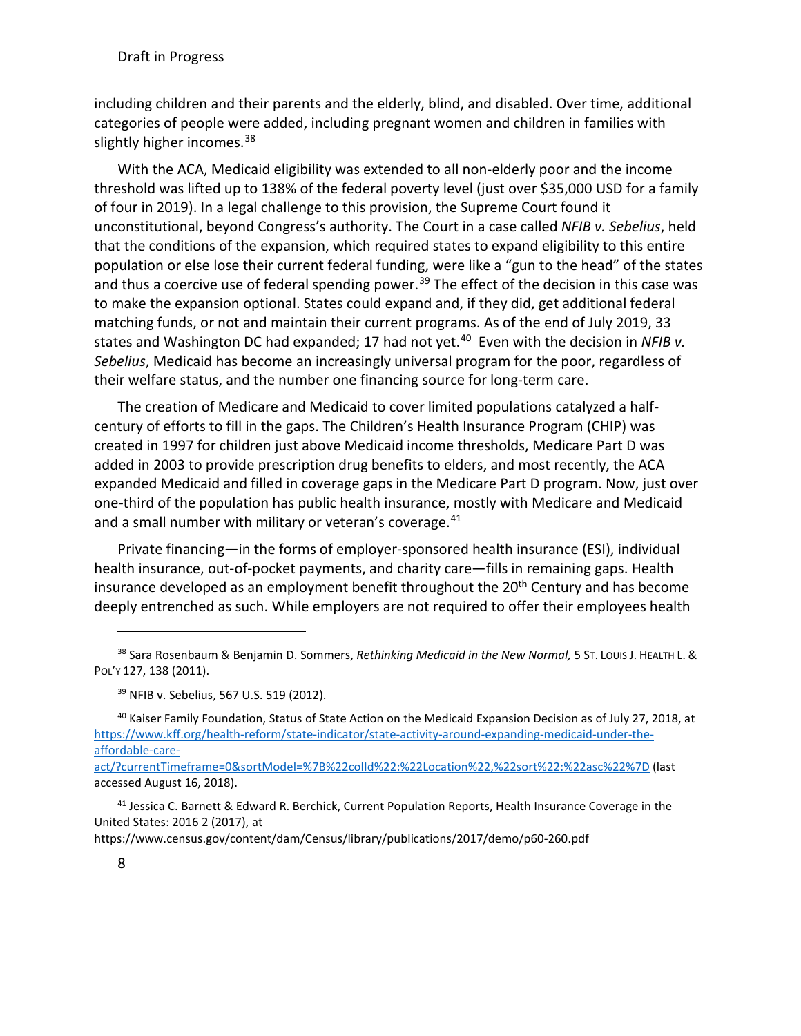including children and their parents and the elderly, blind, and disabled. Over time, additional categories of people were added, including pregnant women and children in families with slightly higher incomes.[38]

With the ACA, Medicaid eligibility was extended to all non-elderly poor and the income threshold was lifted up to 138% of the federal poverty level (just over $35,000 USD for a family of four in 2019). In a legal challenge to this provision, the Supreme Court found it unconstitutional, beyond Congress's authority. The Court in a case called *NFIB v. Sebelius*, held that the conditions of the expansion, which required states to expand eligibility to this entire population or else lose their current federal funding, were like a "gun to the head" of the states and thus a coercive use of federal spending power.[39] The effect of the decision in this case was to make the expansion optional. States could expand and, if they did, get additional federal matching funds, or not and maintain their current programs. As of the end of July 2019, 33 states and Washington DC had expanded; 17 had not yet.[40] Even with the decision in *NFIB v. Sebelius*, Medicaid has become an increasingly universal program for the poor, regardless of their welfare status, and the number one financing source for long-term care.

The creation of Medicare and Medicaid to cover limited populations catalyzed a half-century of efforts to fill in the gaps. The Children's Health Insurance Program (CHIP) was created in 1997 for children just above Medicaid income thresholds, Medicare Part D was added in 2003 to provide prescription drug benefits to elders, and most recently, the ACA expanded Medicaid and filled in coverage gaps in the Medicare Part D program. Now, just over one-third of the population has public health insurance, mostly with Medicare and Medicaid and a small number with military or veteran's coverage.[41]

Private financing—in the forms of employer-sponsored health insurance (ESI), individual health insurance, out-of-pocket payments, and charity care—fills in remaining gaps. Health insurance developed as an employment benefit throughout the 20th Century and has become deeply entrenched as such. While employers are not required to offer their employees health

---

[38] Sara Rosenbaum & Benjamin D. Sommers, *Rethinking Medicaid in the New Normal,* 5 ST. LOUIS J. HEALTH L. & POL'Y 127, 138 (2011).

[39] NFIB v. Sebelius, 567 U.S. 519 (2012).

[40] Kaiser Family Foundation, Status of State Action on the Medicaid Expansion Decision as of July 27, 2018, at https://www.kff.org/health-reform/state-indicator/state-activity-around-expanding-medicaid-under-the-affordable-care-act/?currentTimeframe=0&sortModel=%7B%22colId%22:%22Location%22,%22sort%22:%22asc%22%7D (last accessed August 16, 2018).

[41] Jessica C. Barnett & Edward R. Berchick, Current Population Reports, Health Insurance Coverage in the United States: 2016 2 (2017), at https://www.census.gov/content/dam/Census/library/publications/2017/demo/p60-260.pdf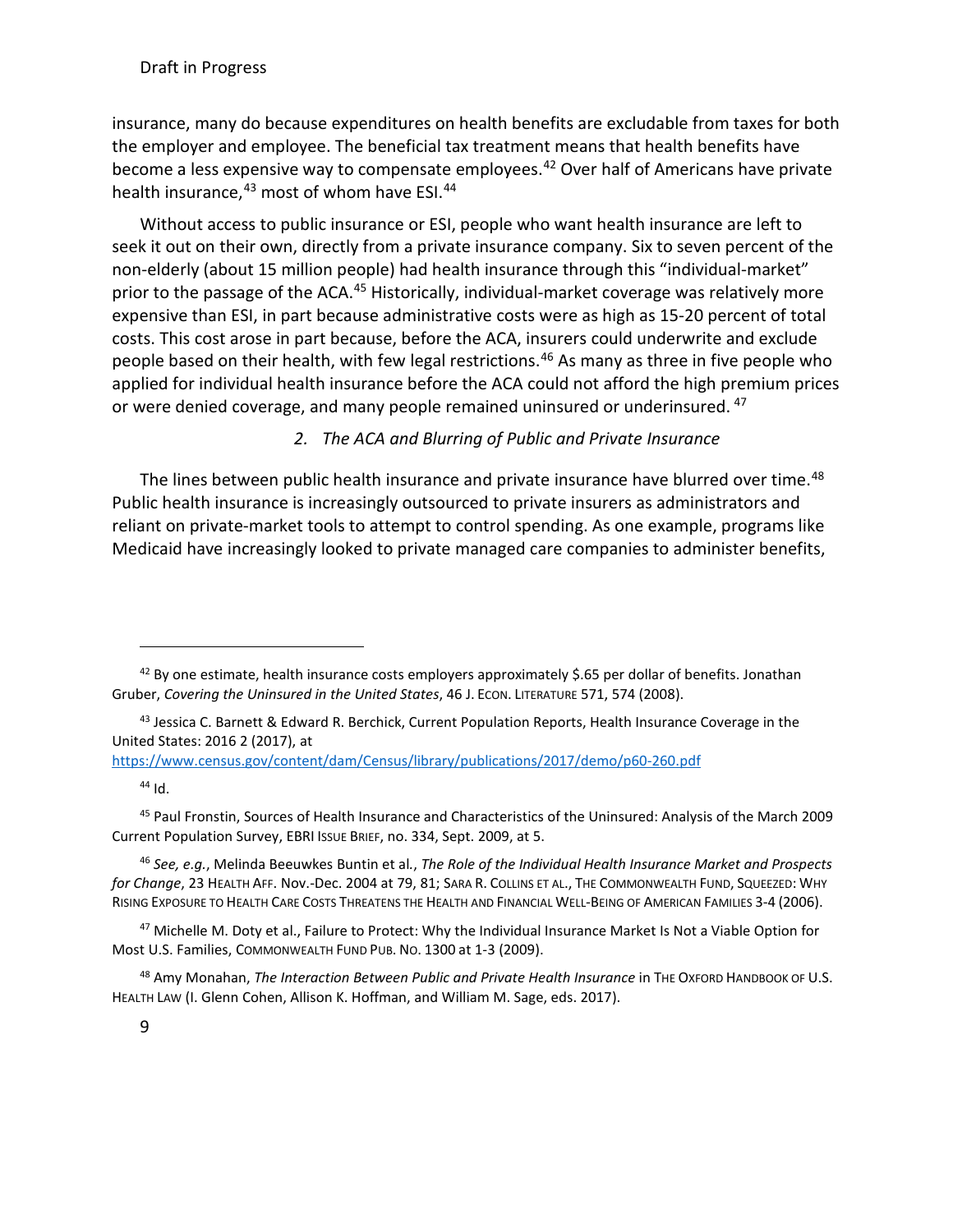insurance, many do because expenditures on health benefits are excludable from taxes for both the employer and employee. The beneficial tax treatment means that health benefits have become a less expensive way to compensate employees.[42] Over half of Americans have private health insurance,[43] most of whom have ESI.[44]

Without access to public insurance or ESI, people who want health insurance are left to seek it out on their own, directly from a private insurance company. Six to seven percent of the non-elderly (about 15 million people) had health insurance through this "individual-market" prior to the passage of the ACA.[45] Historically, individual-market coverage was relatively more expensive than ESI, in part because administrative costs were as high as 15-20 percent of total costs. This cost arose in part because, before the ACA, insurers could underwrite and exclude people based on their health, with few legal restrictions.[46] As many as three in five people who applied for individual health insurance before the ACA could not afford the high premium prices or were denied coverage, and many people remained uninsured or underinsured.[47]

### *2. The ACA and Blurring of Public and Private Insurance*

The lines between public health insurance and private insurance have blurred over time.[48] Public health insurance is increasingly outsourced to private insurers as administrators and reliant on private-market tools to attempt to control spending. As one example, programs like Medicaid have increasingly looked to private managed care companies to administer benefits,

---

[42] By one estimate, health insurance costs employers approximately $.65 per dollar of benefits. Jonathan Gruber, *Covering the Uninsured in the United States*, 46 J. ECON. LITERATURE 571, 574 (2008).

[43] Jessica C. Barnett & Edward R. Berchick, Current Population Reports, Health Insurance Coverage in the United States: 2016 2 (2017), at https://www.census.gov/content/dam/Census/library/publications/2017/demo/p60-260.pdf

[44] Id.

[45] Paul Fronstin, Sources of Health Insurance and Characteristics of the Uninsured: Analysis of the March 2009 Current Population Survey, EBRI ISSUE BRIEF, no. 334, Sept. 2009, at 5.

[46] *See, e.g.*, Melinda Beeuwkes Buntin et al., *The Role of the Individual Health Insurance Market and Prospects for Change*, 23 HEALTH AFF. Nov.-Dec. 2004 at 79, 81; SARA R. COLLINS ET AL., THE COMMONWEALTH FUND, SQUEEZED: WHY RISING EXPOSURE TO HEALTH CARE COSTS THREATENS THE HEALTH AND FINANCIAL WELL-BEING OF AMERICAN FAMILIES 3-4 (2006).

[47] Michelle M. Doty et al., Failure to Protect: Why the Individual Insurance Market Is Not a Viable Option for Most U.S. Families, COMMONWEALTH FUND PUB. NO. 1300 at 1-3 (2009).

[48] Amy Monahan, *The Interaction Between Public and Private Health Insurance* in THE OXFORD HANDBOOK OF U.S. HEALTH LAW (I. Glenn Cohen, Allison K. Hoffman, and William M. Sage, eds. 2017).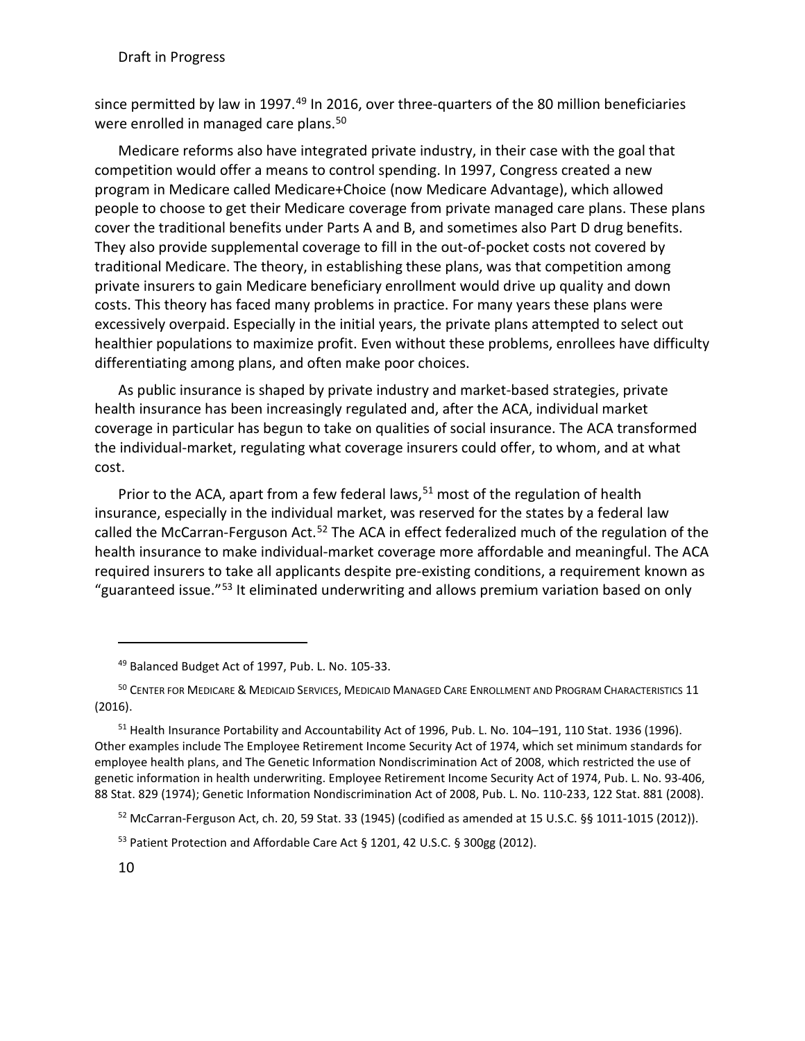since permitted by law in 1997.[49] In 2016, over three-quarters of the 80 million beneficiaries were enrolled in managed care plans.[50]

Medicare reforms also have integrated private industry, in their case with the goal that competition would offer a means to control spending. In 1997, Congress created a new program in Medicare called Medicare+Choice (now Medicare Advantage), which allowed people to choose to get their Medicare coverage from private managed care plans. These plans cover the traditional benefits under Parts A and B, and sometimes also Part D drug benefits. They also provide supplemental coverage to fill in the out-of-pocket costs not covered by traditional Medicare. The theory, in establishing these plans, was that competition among private insurers to gain Medicare beneficiary enrollment would drive up quality and down costs. This theory has faced many problems in practice. For many years these plans were excessively overpaid. Especially in the initial years, the private plans attempted to select out healthier populations to maximize profit. Even without these problems, enrollees have difficulty differentiating among plans, and often make poor choices.

As public insurance is shaped by private industry and market-based strategies, private health insurance has been increasingly regulated and, after the ACA, individual market coverage in particular has begun to take on qualities of social insurance. The ACA transformed the individual-market, regulating what coverage insurers could offer, to whom, and at what cost.

Prior to the ACA, apart from a few federal laws,[51] most of the regulation of health insurance, especially in the individual market, was reserved for the states by a federal law called the McCarran-Ferguson Act.[52] The ACA in effect federalized much of the regulation of the health insurance to make individual-market coverage more affordable and meaningful. The ACA required insurers to take all applicants despite pre-existing conditions, a requirement known as "guaranteed issue."[53] It eliminated underwriting and allows premium variation based on only

---

[49] Balanced Budget Act of 1997, Pub. L. No. 105-33.

[50] CENTER FOR MEDICARE & MEDICAID SERVICES, MEDICAID MANAGED CARE ENROLLMENT AND PROGRAM CHARACTERISTICS 11 (2016).

[51] Health Insurance Portability and Accountability Act of 1996, Pub. L. No. 104–191, 110 Stat. 1936 (1996). Other examples include The Employee Retirement Income Security Act of 1974, which set minimum standards for employee health plans, and The Genetic Information Nondiscrimination Act of 2008, which restricted the use of genetic information in health underwriting. Employee Retirement Income Security Act of 1974, Pub. L. No. 93-406, 88 Stat. 829 (1974); Genetic Information Nondiscrimination Act of 2008, Pub. L. No. 110-233, 122 Stat. 881 (2008).

[52] McCarran-Ferguson Act, ch. 20, 59 Stat. 33 (1945) (codified as amended at 15 U.S.C. §§ 1011-1015 (2012)).

[53] Patient Protection and Affordable Care Act § 1201, 42 U.S.C. § 300gg (2012).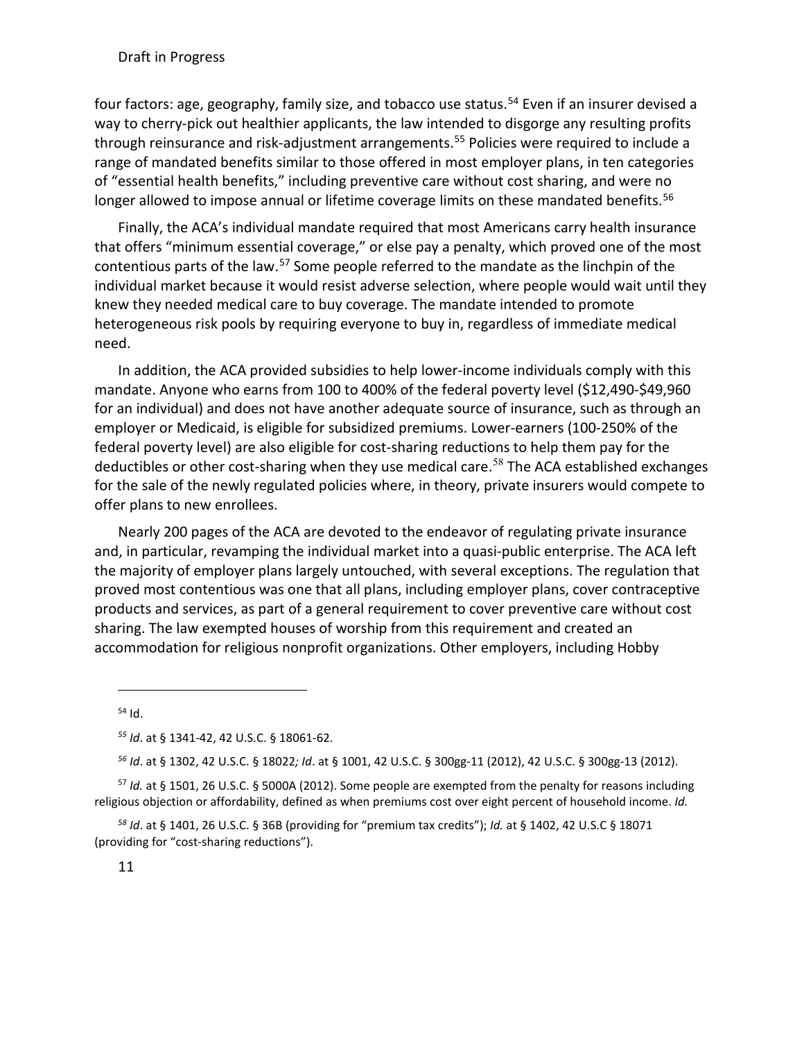four factors: age, geography, family size, and tobacco use status.[54] Even if an insurer devised a way to cherry-pick out healthier applicants, the law intended to disgorge any resulting profits through reinsurance and risk-adjustment arrangements.[55] Policies were required to include a range of mandated benefits similar to those offered in most employer plans, in ten categories of "essential health benefits," including preventive care without cost sharing, and were no longer allowed to impose annual or lifetime coverage limits on these mandated benefits.[56]

Finally, the ACA's individual mandate required that most Americans carry health insurance that offers "minimum essential coverage," or else pay a penalty, which proved one of the most contentious parts of the law.[57] Some people referred to the mandate as the linchpin of the individual market because it would resist adverse selection, where people would wait until they knew they needed medical care to buy coverage. The mandate intended to promote heterogeneous risk pools by requiring everyone to buy in, regardless of immediate medical need.

In addition, the ACA provided subsidies to help lower-income individuals comply with this mandate. Anyone who earns from 100 to 400% of the federal poverty level ($12,490-$49,960 for an individual) and does not have another adequate source of insurance, such as through an employer or Medicaid, is eligible for subsidized premiums. Lower-earners (100-250% of the federal poverty level) are also eligible for cost-sharing reductions to help them pay for the deductibles or other cost-sharing when they use medical care.[58] The ACA established exchanges for the sale of the newly regulated policies where, in theory, private insurers would compete to offer plans to new enrollees.

Nearly 200 pages of the ACA are devoted to the endeavor of regulating private insurance and, in particular, revamping the individual market into a quasi-public enterprise. The ACA left the majority of employer plans largely untouched, with several exceptions. The regulation that proved most contentious was one that all plans, including employer plans, cover contraceptive products and services, as part of a general requirement to cover preventive care without cost sharing. The law exempted houses of worship from this requirement and created an accommodation for religious nonprofit organizations. Other employers, including Hobby

---

[54] Id.

[55] *Id*. at § 1341-42, 42 U.S.C. § 18061-62.

[56] *Id*. at § 1302, 42 U.S.C. § 18022*; Id*. at § 1001, 42 U.S.C. § 300gg-11 (2012), 42 U.S.C. § 300gg-13 (2012).

[57] *Id.* at § 1501, 26 U.S.C. § 5000A (2012). Some people are exempted from the penalty for reasons including religious objection or affordability, defined as when premiums cost over eight percent of household income. *Id.*

[58] *Id*. at § 1401, 26 U.S.C. § 36B (providing for "premium tax credits"); *Id.* at § 1402, 42 U.S.C § 18071 (providing for "cost-sharing reductions").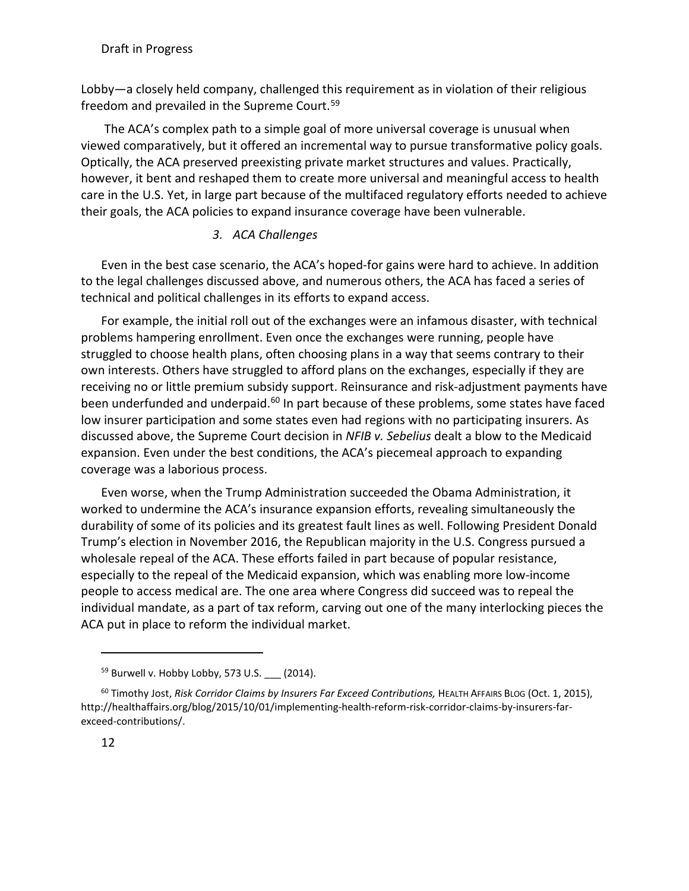Lobby—a closely held company, challenged this requirement as in violation of their religious freedom and prevailed in the Supreme Court.[59]

The ACA's complex path to a simple goal of more universal coverage is unusual when viewed comparatively, but it offered an incremental way to pursue transformative policy goals. Optically, the ACA preserved preexisting private market structures and values. Practically, however, it bent and reshaped them to create more universal and meaningful access to health care in the U.S. Yet, in large part because of the multifaced regulatory efforts needed to achieve their goals, the ACA policies to expand insurance coverage have been vulnerable.

### *3. ACA Challenges*

Even in the best case scenario, the ACA's hoped-for gains were hard to achieve. In addition to the legal challenges discussed above, and numerous others, the ACA has faced a series of technical and political challenges in its efforts to expand access.

For example, the initial roll out of the exchanges were an infamous disaster, with technical problems hampering enrollment. Even once the exchanges were running, people have struggled to choose health plans, often choosing plans in a way that seems contrary to their own interests. Others have struggled to afford plans on the exchanges, especially if they are receiving no or little premium subsidy support. Reinsurance and risk-adjustment payments have been underfunded and underpaid.[60] In part because of these problems, some states have faced low insurer participation and some states even had regions with no participating insurers. As discussed above, the Supreme Court decision in *NFIB v. Sebelius* dealt a blow to the Medicaid expansion. Even under the best conditions, the ACA's piecemeal approach to expanding coverage was a laborious process.

Even worse, when the Trump Administration succeeded the Obama Administration, it worked to undermine the ACA's insurance expansion efforts, revealing simultaneously the durability of some of its policies and its greatest fault lines as well. Following President Donald Trump's election in November 2016, the Republican majority in the U.S. Congress pursued a wholesale repeal of the ACA. These efforts failed in part because of popular resistance, especially to the repeal of the Medicaid expansion, which was enabling more low-income people to access medical are. The one area where Congress did succeed was to repeal the individual mandate, as a part of tax reform, carving out one of the many interlocking pieces the ACA put in place to reform the individual market.

---

[59] Burwell v. Hobby Lobby, 573 U.S. ___ (2014).

[60] Timothy Jost, *Risk Corridor Claims by Insurers Far Exceed Contributions,* HEALTH AFFAIRS BLOG (Oct. 1, 2015), http://healthaffairs.org/blog/2015/10/01/implementing-health-reform-risk-corridor-claims-by-insurers-far-exceed-contributions/.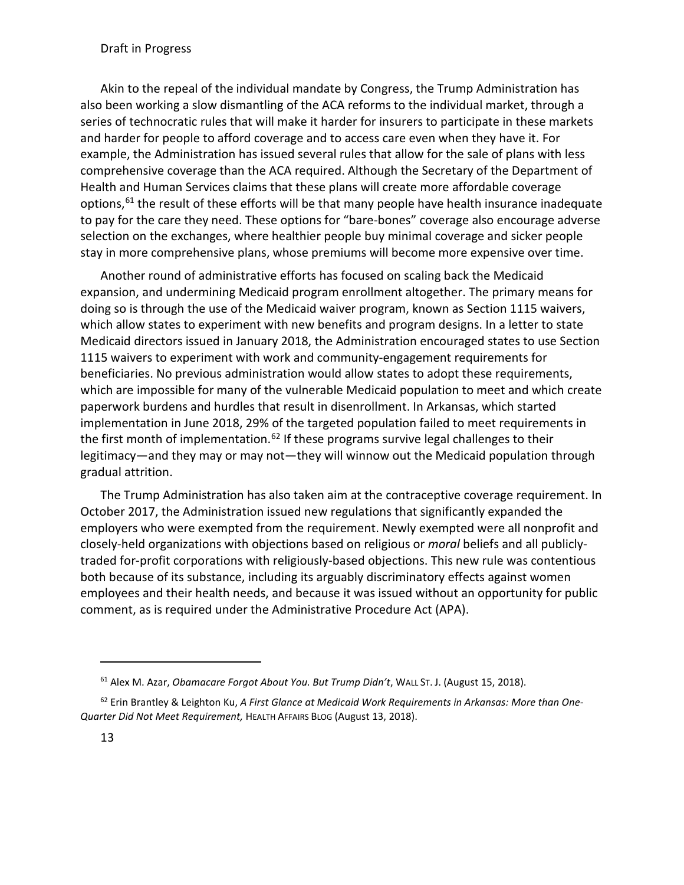Akin to the repeal of the individual mandate by Congress, the Trump Administration has also been working a slow dismantling of the ACA reforms to the individual market, through a series of technocratic rules that will make it harder for insurers to participate in these markets and harder for people to afford coverage and to access care even when they have it. For example, the Administration has issued several rules that allow for the sale of plans with less comprehensive coverage than the ACA required. Although the Secretary of the Department of Health and Human Services claims that these plans will create more affordable coverage options,[61] the result of these efforts will be that many people have health insurance inadequate to pay for the care they need. These options for "bare-bones" coverage also encourage adverse selection on the exchanges, where healthier people buy minimal coverage and sicker people stay in more comprehensive plans, whose premiums will become more expensive over time.

Another round of administrative efforts has focused on scaling back the Medicaid expansion, and undermining Medicaid program enrollment altogether. The primary means for doing so is through the use of the Medicaid waiver program, known as Section 1115 waivers, which allow states to experiment with new benefits and program designs. In a letter to state Medicaid directors issued in January 2018, the Administration encouraged states to use Section 1115 waivers to experiment with work and community-engagement requirements for beneficiaries. No previous administration would allow states to adopt these requirements, which are impossible for many of the vulnerable Medicaid population to meet and which create paperwork burdens and hurdles that result in disenrollment. In Arkansas, which started implementation in June 2018, 29% of the targeted population failed to meet requirements in the first month of implementation.[62] If these programs survive legal challenges to their legitimacy—and they may or may not—they will winnow out the Medicaid population through gradual attrition.

The Trump Administration has also taken aim at the contraceptive coverage requirement. In October 2017, the Administration issued new regulations that significantly expanded the employers who were exempted from the requirement. Newly exempted were all nonprofit and closely-held organizations with objections based on religious or *moral* beliefs and all publicly-traded for-profit corporations with religiously-based objections. This new rule was contentious both because of its substance, including its arguably discriminatory effects against women employees and their health needs, and because it was issued without an opportunity for public comment, as is required under the Administrative Procedure Act (APA).

---

[61] Alex M. Azar, *Obamacare Forgot About You. But Trump Didn't*, WALL ST. J. (August 15, 2018).

[62] Erin Brantley & Leighton Ku, *A First Glance at Medicaid Work Requirements in Arkansas: More than One-Quarter Did Not Meet Requirement,* HEALTH AFFAIRS BLOG (August 13, 2018).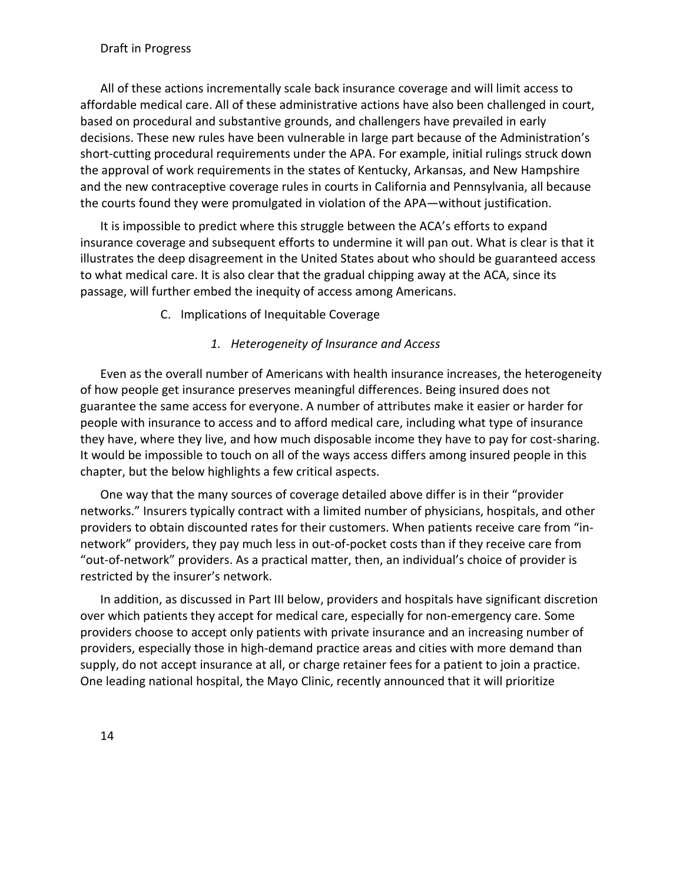All of these actions incrementally scale back insurance coverage and will limit access to affordable medical care. All of these administrative actions have also been challenged in court, based on procedural and substantive grounds, and challengers have prevailed in early decisions. These new rules have been vulnerable in large part because of the Administration's short-cutting procedural requirements under the APA. For example, initial rulings struck down the approval of work requirements in the states of Kentucky, Arkansas, and New Hampshire and the new contraceptive coverage rules in courts in California and Pennsylvania, all because the courts found they were promulgated in violation of the APA—without justification.

It is impossible to predict where this struggle between the ACA's efforts to expand insurance coverage and subsequent efforts to undermine it will pan out. What is clear is that it illustrates the deep disagreement in the United States about who should be guaranteed access to what medical care. It is also clear that the gradual chipping away at the ACA, since its passage, will further embed the inequity of access among Americans.

### C. Implications of Inequitable Coverage

#### *1. Heterogeneity of Insurance and Access*

Even as the overall number of Americans with health insurance increases, the heterogeneity of how people get insurance preserves meaningful differences. Being insured does not guarantee the same access for everyone. A number of attributes make it easier or harder for people with insurance to access and to afford medical care, including what type of insurance they have, where they live, and how much disposable income they have to pay for cost-sharing. It would be impossible to touch on all of the ways access differs among insured people in this chapter, but the below highlights a few critical aspects.

One way that the many sources of coverage detailed above differ is in their "provider networks." Insurers typically contract with a limited number of physicians, hospitals, and other providers to obtain discounted rates for their customers. When patients receive care from "in-network" providers, they pay much less in out-of-pocket costs than if they receive care from "out-of-network" providers. As a practical matter, then, an individual's choice of provider is restricted by the insurer's network.

In addition, as discussed in Part III below, providers and hospitals have significant discretion over which patients they accept for medical care, especially for non-emergency care. Some providers choose to accept only patients with private insurance and an increasing number of providers, especially those in high-demand practice areas and cities with more demand than supply, do not accept insurance at all, or charge retainer fees for a patient to join a practice. One leading national hospital, the Mayo Clinic, recently announced that it will prioritize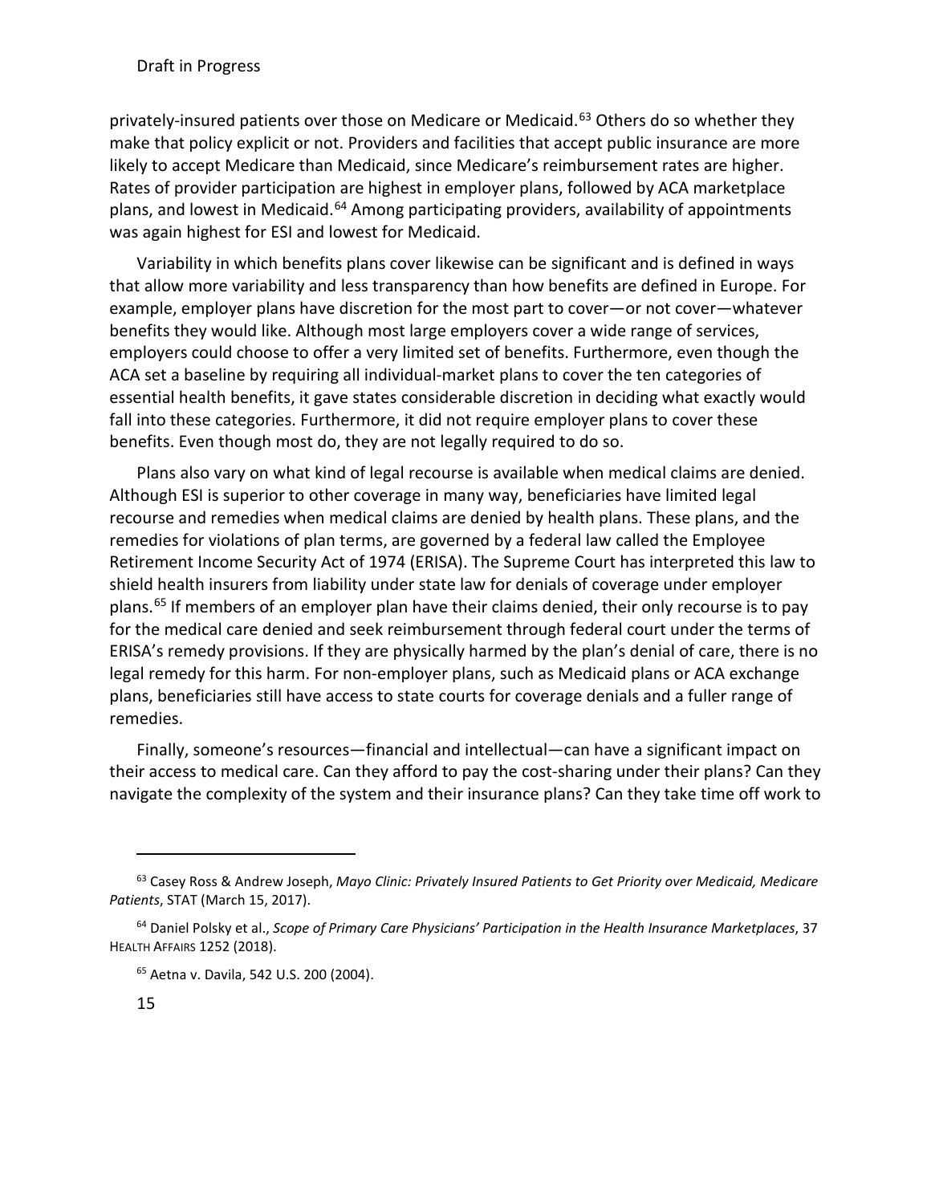privately-insured patients over those on Medicare or Medicaid.[63] Others do so whether they make that policy explicit or not. Providers and facilities that accept public insurance are more likely to accept Medicare than Medicaid, since Medicare's reimbursement rates are higher. Rates of provider participation are highest in employer plans, followed by ACA marketplace plans, and lowest in Medicaid.[64] Among participating providers, availability of appointments was again highest for ESI and lowest for Medicaid.

Variability in which benefits plans cover likewise can be significant and is defined in ways that allow more variability and less transparency than how benefits are defined in Europe. For example, employer plans have discretion for the most part to cover—or not cover—whatever benefits they would like. Although most large employers cover a wide range of services, employers could choose to offer a very limited set of benefits. Furthermore, even though the ACA set a baseline by requiring all individual-market plans to cover the ten categories of essential health benefits, it gave states considerable discretion in deciding what exactly would fall into these categories. Furthermore, it did not require employer plans to cover these benefits. Even though most do, they are not legally required to do so.

Plans also vary on what kind of legal recourse is available when medical claims are denied. Although ESI is superior to other coverage in many way, beneficiaries have limited legal recourse and remedies when medical claims are denied by health plans. These plans, and the remedies for violations of plan terms, are governed by a federal law called the Employee Retirement Income Security Act of 1974 (ERISA). The Supreme Court has interpreted this law to shield health insurers from liability under state law for denials of coverage under employer plans.[65] If members of an employer plan have their claims denied, their only recourse is to pay for the medical care denied and seek reimbursement through federal court under the terms of ERISA's remedy provisions. If they are physically harmed by the plan's denial of care, there is no legal remedy for this harm. For non-employer plans, such as Medicaid plans or ACA exchange plans, beneficiaries still have access to state courts for coverage denials and a fuller range of remedies.

Finally, someone's resources—financial and intellectual—can have a significant impact on their access to medical care. Can they afford to pay the cost-sharing under their plans? Can they navigate the complexity of the system and their insurance plans? Can they take time off work to

---

[63] Casey Ross & Andrew Joseph, *Mayo Clinic: Privately Insured Patients to Get Priority over Medicaid, Medicare Patients*, STAT (March 15, 2017).

[64] Daniel Polsky et al., *Scope of Primary Care Physicians' Participation in the Health Insurance Marketplaces*, 37 HEALTH AFFAIRS 1252 (2018).

[65] Aetna v. Davila, 542 U.S. 200 (2004).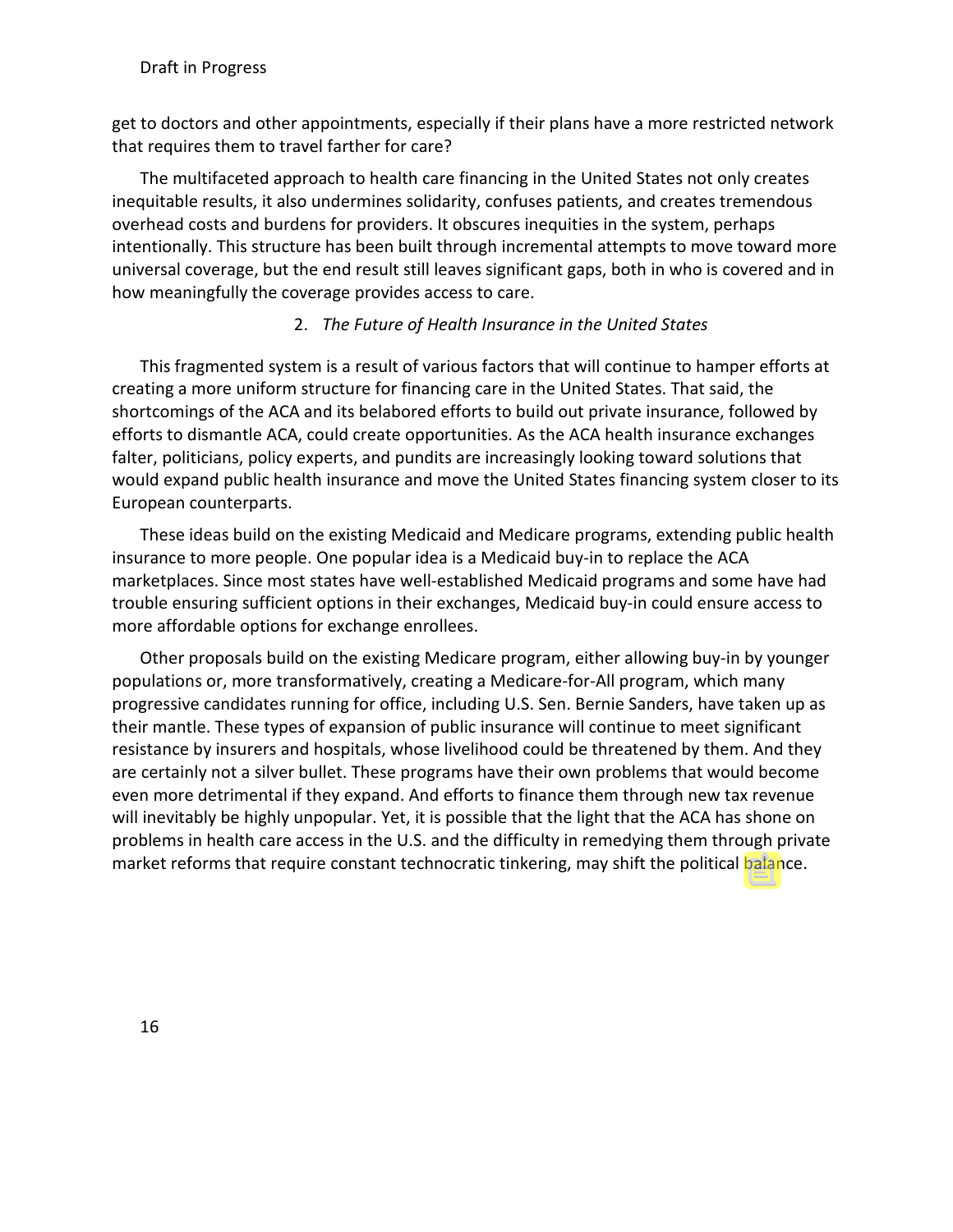get to doctors and other appointments, especially if their plans have a more restricted network that requires them to travel farther for care?

The multifaceted approach to health care financing in the United States not only creates inequitable results, it also undermines solidarity, confuses patients, and creates tremendous overhead costs and burdens for providers. It obscures inequities in the system, perhaps intentionally. This structure has been built through incremental attempts to move toward more universal coverage, but the end result still leaves significant gaps, both in who is covered and in how meaningfully the coverage provides access to care.

### 2. *The Future of Health Insurance in the United States*

This fragmented system is a result of various factors that will continue to hamper efforts at creating a more uniform structure for financing care in the United States. That said, the shortcomings of the ACA and its belabored efforts to build out private insurance, followed by efforts to dismantle ACA, could create opportunities. As the ACA health insurance exchanges falter, politicians, policy experts, and pundits are increasingly looking toward solutions that would expand public health insurance and move the United States financing system closer to its European counterparts.

These ideas build on the existing Medicaid and Medicare programs, extending public health insurance to more people. One popular idea is a Medicaid buy-in to replace the ACA marketplaces. Since most states have well-established Medicaid programs and some have had trouble ensuring sufficient options in their exchanges, Medicaid buy-in could ensure access to more affordable options for exchange enrollees.

Other proposals build on the existing Medicare program, either allowing buy-in by younger populations or, more transformatively, creating a Medicare-for-All program, which many progressive candidates running for office, including U.S. Sen. Bernie Sanders, have taken up as their mantle. These types of expansion of public insurance will continue to meet significant resistance by insurers and hospitals, whose livelihood could be threatened by them. And they are certainly not a silver bullet. These programs have their own problems that would become even more detrimental if they expand. And efforts to finance them through new tax revenue will inevitably be highly unpopular. Yet, it is possible that the light that the ACA has shone on problems in health care access in the U.S. and the difficulty in remedying them through private market reforms that require constant technocratic tinkering, may shift the political balance.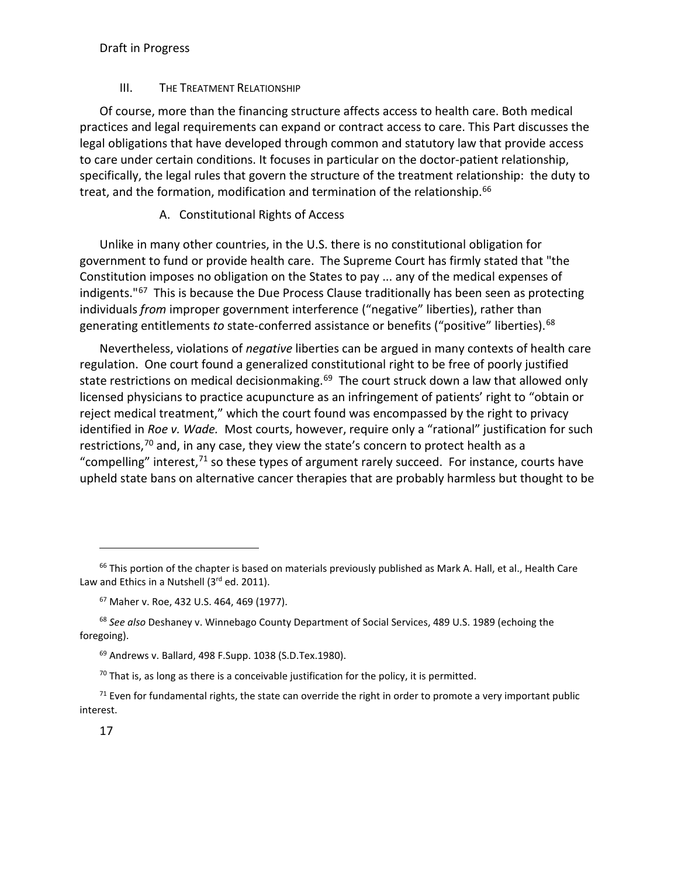## III. The Treatment Relationship

Of course, more than the financing structure affects access to health care. Both medical practices and legal requirements can expand or contract access to care. This Part discusses the legal obligations that have developed through common and statutory law that provide access to care under certain conditions. It focuses in particular on the doctor-patient relationship, specifically, the legal rules that govern the structure of the treatment relationship: the duty to treat, and the formation, modification and termination of the relationship.[66]

### A. Constitutional Rights of Access

Unlike in many other countries, in the U.S. there is no constitutional obligation for government to fund or provide health care. The Supreme Court has firmly stated that "the Constitution imposes no obligation on the States to pay ... any of the medical expenses of indigents."[67] This is because the Due Process Clause traditionally has been seen as protecting individuals *from* improper government interference ("negative" liberties), rather than generating entitlements *to* state-conferred assistance or benefits ("positive" liberties).[68]

Nevertheless, violations of *negative* liberties can be argued in many contexts of health care regulation. One court found a generalized constitutional right to be free of poorly justified state restrictions on medical decisionmaking.[69] The court struck down a law that allowed only licensed physicians to practice acupuncture as an infringement of patients' right to "obtain or reject medical treatment," which the court found was encompassed by the right to privacy identified in *Roe v. Wade.* Most courts, however, require only a "rational" justification for such restrictions,[70] and, in any case, they view the state's concern to protect health as a "compelling" interest,[71] so these types of argument rarely succeed. For instance, courts have upheld state bans on alternative cancer therapies that are probably harmless but thought to be

---

[66] This portion of the chapter is based on materials previously published as Mark A. Hall, et al., Health Care Law and Ethics in a Nutshell (3rd ed. 2011).

[67] Maher v. Roe, 432 U.S. 464, 469 (1977).

[68] *See also* Deshaney v. Winnebago County Department of Social Services, 489 U.S. 1989 (echoing the foregoing).

[69] Andrews v. Ballard, 498 F.Supp. 1038 (S.D.Tex.1980).

[70] That is, as long as there is a conceivable justification for the policy, it is permitted.

[71] Even for fundamental rights, the state can override the right in order to promote a very important public interest.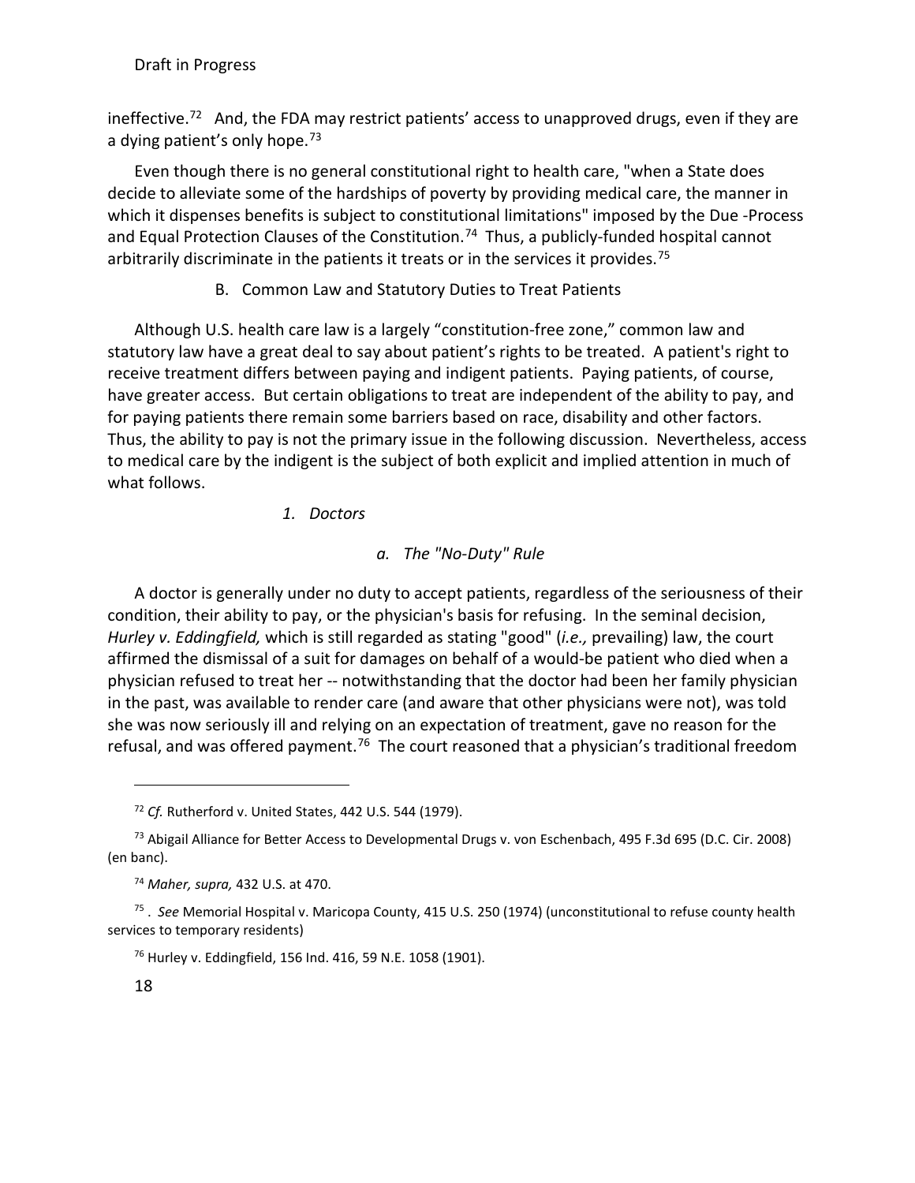ineffective.[72] And, the FDA may restrict patients' access to unapproved drugs, even if they are a dying patient's only hope.[73]

Even though there is no general constitutional right to health care, "when a State does decide to alleviate some of the hardships of poverty by providing medical care, the manner in which it dispenses benefits is subject to constitutional limitations" imposed by the Due -Process and Equal Protection Clauses of the Constitution.[74] Thus, a publicly-funded hospital cannot arbitrarily discriminate in the patients it treats or in the services it provides.[75]

### B. Common Law and Statutory Duties to Treat Patients

Although U.S. health care law is a largely "constitution-free zone," common law and statutory law have a great deal to say about patient's rights to be treated. A patient's right to receive treatment differs between paying and indigent patients. Paying patients, of course, have greater access. But certain obligations to treat are independent of the ability to pay, and for paying patients there remain some barriers based on race, disability and other factors. Thus, the ability to pay is not the primary issue in the following discussion. Nevertheless, access to medical care by the indigent is the subject of both explicit and implied attention in much of what follows.

#### *1. Doctors*

##### *a. The "No-Duty" Rule*

A doctor is generally under no duty to accept patients, regardless of the seriousness of their condition, their ability to pay, or the physician's basis for refusing. In the seminal decision, *Hurley v. Eddingfield,* which is still regarded as stating "good" (*i.e.,* prevailing) law, the court affirmed the dismissal of a suit for damages on behalf of a would-be patient who died when a physician refused to treat her -- notwithstanding that the doctor had been her family physician in the past, was available to render care (and aware that other physicians were not), was told she was now seriously ill and relying on an expectation of treatment, gave no reason for the refusal, and was offered payment.[76] The court reasoned that a physician's traditional freedom

---

[72] *Cf.* Rutherford v. United States, 442 U.S. 544 (1979).

[73] Abigail Alliance for Better Access to Developmental Drugs v. von Eschenbach, 495 F.3d 695 (D.C. Cir. 2008) (en banc).

[74] *Maher, supra,* 432 U.S. at 470.

[75] . *See* Memorial Hospital v. Maricopa County, 415 U.S. 250 (1974) (unconstitutional to refuse county health services to temporary residents)

[76] Hurley v. Eddingfield, 156 Ind. 416, 59 N.E. 1058 (1901).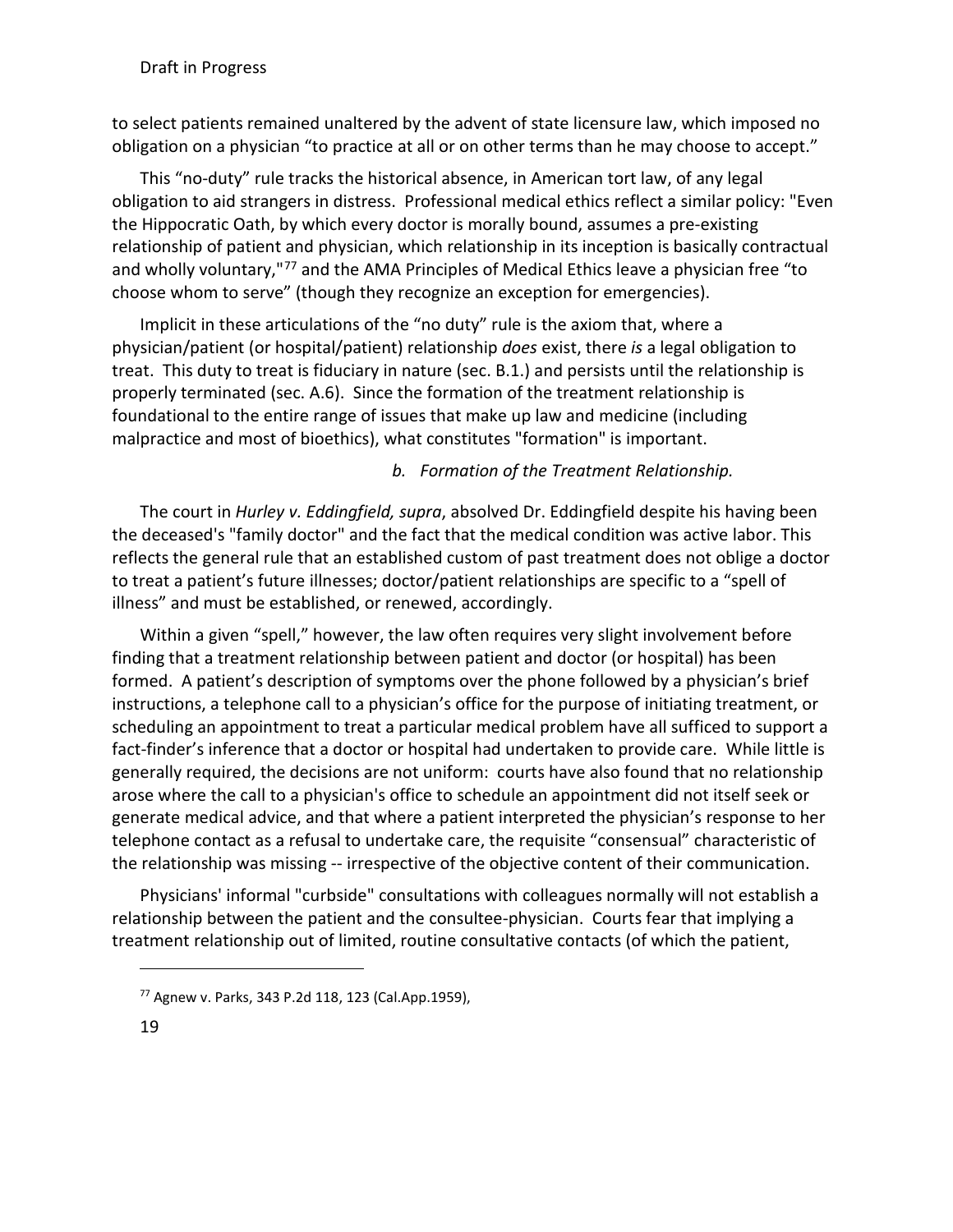to select patients remained unaltered by the advent of state licensure law, which imposed no obligation on a physician "to practice at all or on other terms than he may choose to accept."

This "no-duty" rule tracks the historical absence, in American tort law, of any legal obligation to aid strangers in distress. Professional medical ethics reflect a similar policy: "Even the Hippocratic Oath, by which every doctor is morally bound, assumes a pre-existing relationship of patient and physician, which relationship in its inception is basically contractual and wholly voluntary,"[77] and the AMA Principles of Medical Ethics leave a physician free "to choose whom to serve" (though they recognize an exception for emergencies).

Implicit in these articulations of the "no duty" rule is the axiom that, where a physician/patient (or hospital/patient) relationship *does* exist, there *is* a legal obligation to treat. This duty to treat is fiduciary in nature (sec. B.1.) and persists until the relationship is properly terminated (sec. A.6). Since the formation of the treatment relationship is foundational to the entire range of issues that make up law and medicine (including malpractice and most of bioethics), what constitutes "formation" is important.

*b. Formation of the Treatment Relationship.*

The court in *Hurley v. Eddingfield, supra*, absolved Dr. Eddingfield despite his having been the deceased's "family doctor" and the fact that the medical condition was active labor. This reflects the general rule that an established custom of past treatment does not oblige a doctor to treat a patient's future illnesses; doctor/patient relationships are specific to a "spell of illness" and must be established, or renewed, accordingly.

Within a given "spell," however, the law often requires very slight involvement before finding that a treatment relationship between patient and doctor (or hospital) has been formed. A patient's description of symptoms over the phone followed by a physician's brief instructions, a telephone call to a physician's office for the purpose of initiating treatment, or scheduling an appointment to treat a particular medical problem have all sufficed to support a fact-finder's inference that a doctor or hospital had undertaken to provide care. While little is generally required, the decisions are not uniform: courts have also found that no relationship arose where the call to a physician's office to schedule an appointment did not itself seek or generate medical advice, and that where a patient interpreted the physician's response to her telephone contact as a refusal to undertake care, the requisite "consensual" characteristic of the relationship was missing -- irrespective of the objective content of their communication.

Physicians' informal "curbside" consultations with colleagues normally will not establish a relationship between the patient and the consultee-physician. Courts fear that implying a treatment relationship out of limited, routine consultative contacts (of which the patient,

[77] Agnew v. Parks, 343 P.2d 118, 123 (Cal.App.1959),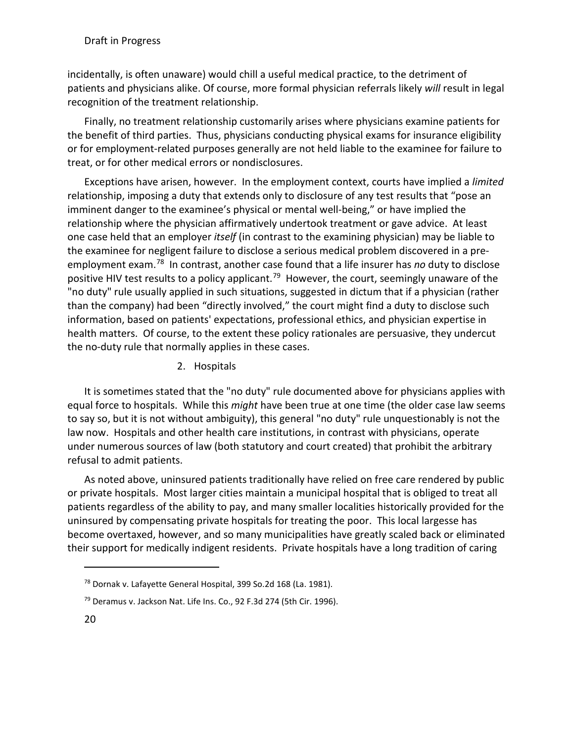incidentally, is often unaware) would chill a useful medical practice, to the detriment of patients and physicians alike. Of course, more formal physician referrals likely *will* result in legal recognition of the treatment relationship.

Finally, no treatment relationship customarily arises where physicians examine patients for the benefit of third parties. Thus, physicians conducting physical exams for insurance eligibility or for employment-related purposes generally are not held liable to the examinee for failure to treat, or for other medical errors or nondisclosures.

Exceptions have arisen, however. In the employment context, courts have implied a *limited* relationship, imposing a duty that extends only to disclosure of any test results that "pose an imminent danger to the examinee's physical or mental well-being," or have implied the relationship where the physician affirmatively undertook treatment or gave advice. At least one case held that an employer *itself* (in contrast to the examining physician) may be liable to the examinee for negligent failure to disclose a serious medical problem discovered in a pre-employment exam.[78] In contrast, another case found that a life insurer has *no* duty to disclose positive HIV test results to a policy applicant.[79] However, the court, seemingly unaware of the "no duty" rule usually applied in such situations, suggested in dictum that if a physician (rather than the company) had been "directly involved," the court might find a duty to disclose such information, based on patients' expectations, professional ethics, and physician expertise in health matters. Of course, to the extent these policy rationales are persuasive, they undercut the no-duty rule that normally applies in these cases.

### 2. Hospitals

It is sometimes stated that the "no duty" rule documented above for physicians applies with equal force to hospitals. While this *might* have been true at one time (the older case law seems to say so, but it is not without ambiguity), this general "no duty" rule unquestionably is not the law now. Hospitals and other health care institutions, in contrast with physicians, operate under numerous sources of law (both statutory and court created) that prohibit the arbitrary refusal to admit patients.

As noted above, uninsured patients traditionally have relied on free care rendered by public or private hospitals. Most larger cities maintain a municipal hospital that is obliged to treat all patients regardless of the ability to pay, and many smaller localities historically provided for the uninsured by compensating private hospitals for treating the poor. This local largesse has become overtaxed, however, and so many municipalities have greatly scaled back or eliminated their support for medically indigent residents. Private hospitals have a long tradition of caring

---

[78] Dornak v. Lafayette General Hospital, 399 So.2d 168 (La. 1981).

[79] Deramus v. Jackson Nat. Life Ins. Co., 92 F.3d 274 (5th Cir. 1996).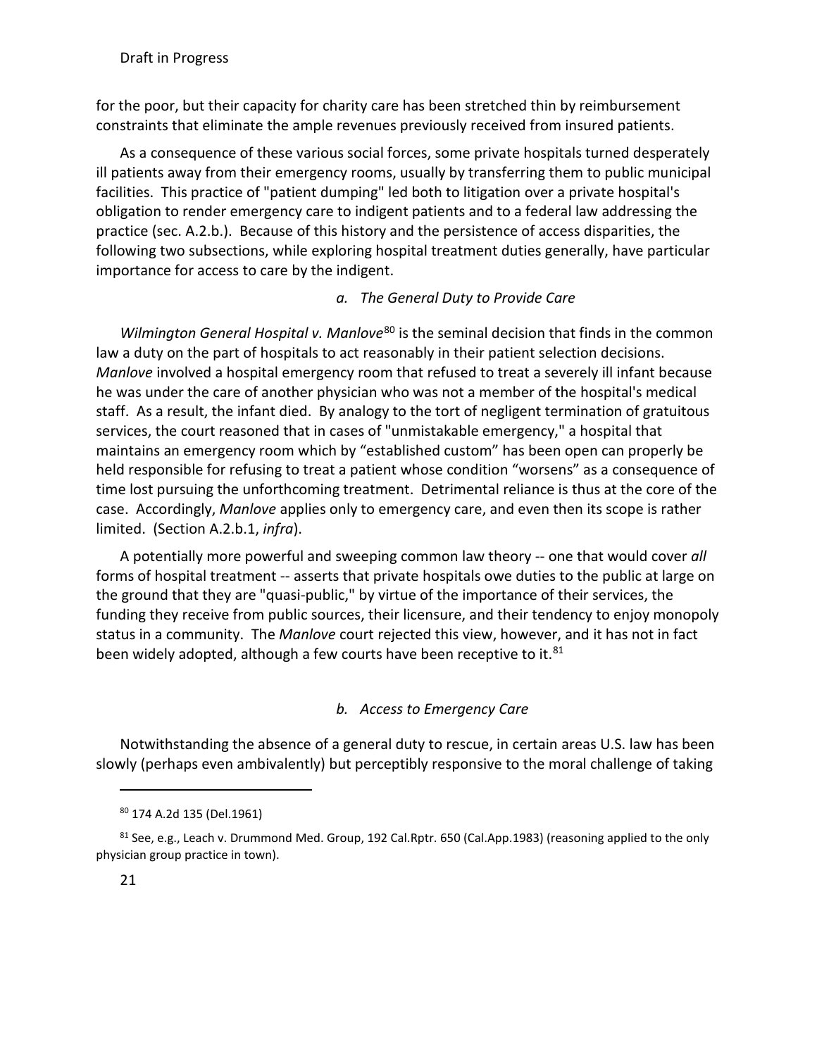for the poor, but their capacity for charity care has been stretched thin by reimbursement constraints that eliminate the ample revenues previously received from insured patients.

As a consequence of these various social forces, some private hospitals turned desperately ill patients away from their emergency rooms, usually by transferring them to public municipal facilities. This practice of "patient dumping" led both to litigation over a private hospital's obligation to render emergency care to indigent patients and to a federal law addressing the practice (sec. A.2.b.). Because of this history and the persistence of access disparities, the following two subsections, while exploring hospital treatment duties generally, have particular importance for access to care by the indigent.

#### *a. The General Duty to Provide Care*

*Wilmington General Hospital v. Manlove*[80] is the seminal decision that finds in the common law a duty on the part of hospitals to act reasonably in their patient selection decisions. *Manlove* involved a hospital emergency room that refused to treat a severely ill infant because he was under the care of another physician who was not a member of the hospital's medical staff. As a result, the infant died. By analogy to the tort of negligent termination of gratuitous services, the court reasoned that in cases of "unmistakable emergency," a hospital that maintains an emergency room which by "established custom" has been open can properly be held responsible for refusing to treat a patient whose condition "worsens" as a consequence of time lost pursuing the unforthcoming treatment. Detrimental reliance is thus at the core of the case. Accordingly, *Manlove* applies only to emergency care, and even then its scope is rather limited. (Section A.2.b.1, *infra*).

A potentially more powerful and sweeping common law theory -- one that would cover *all* forms of hospital treatment -- asserts that private hospitals owe duties to the public at large on the ground that they are "quasi-public," by virtue of the importance of their services, the funding they receive from public sources, their licensure, and their tendency to enjoy monopoly status in a community. The *Manlove* court rejected this view, however, and it has not in fact been widely adopted, although a few courts have been receptive to it.[81]

#### *b. Access to Emergency Care*

Notwithstanding the absence of a general duty to rescue, in certain areas U.S. law has been slowly (perhaps even ambivalently) but perceptibly responsive to the moral challenge of taking

---

[80] 174 A.2d 135 (Del.1961)

[81] See, e.g., Leach v. Drummond Med. Group, 192 Cal.Rptr. 650 (Cal.App.1983) (reasoning applied to the only physician group practice in town).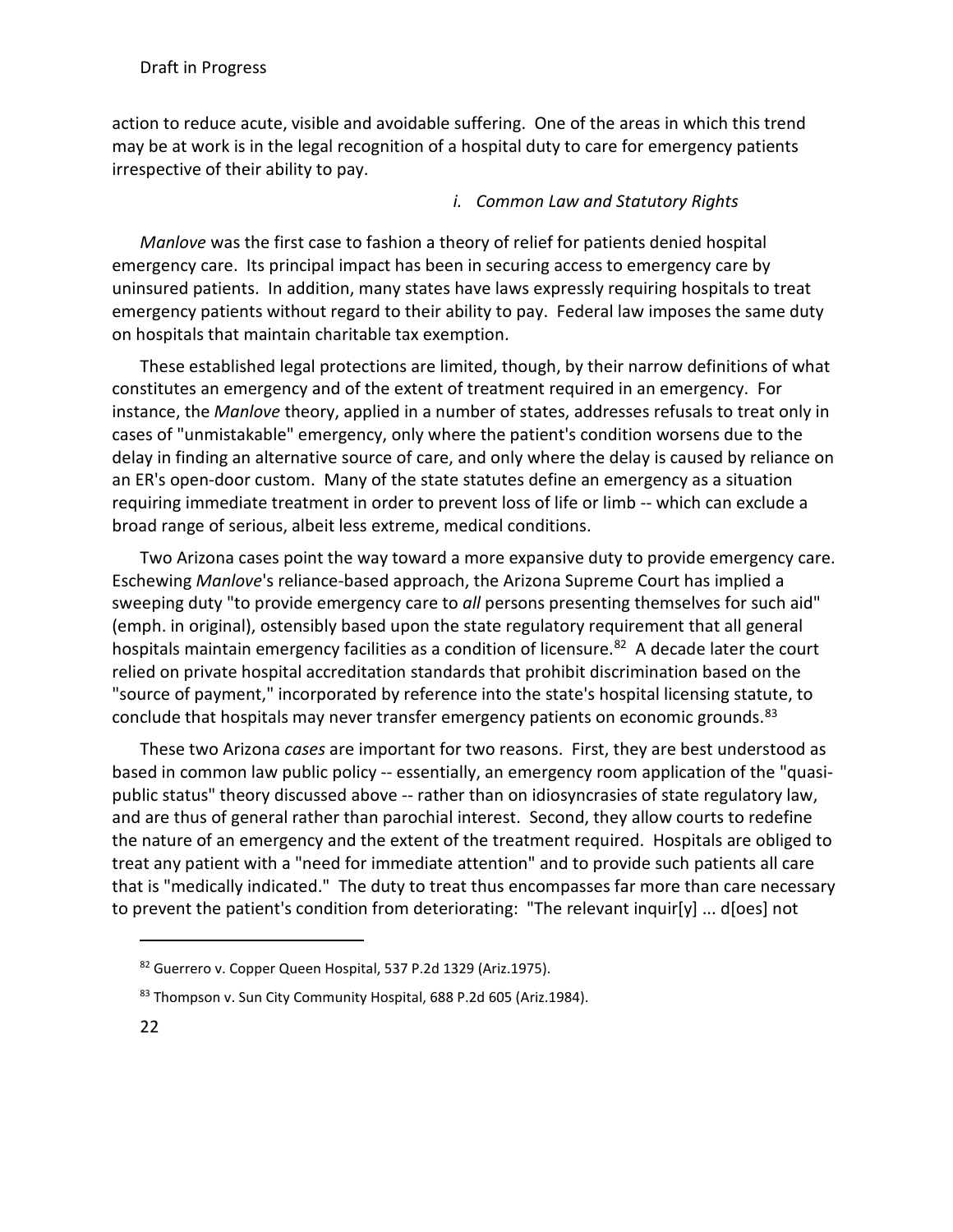action to reduce acute, visible and avoidable suffering. One of the areas in which this trend may be at work is in the legal recognition of a hospital duty to care for emergency patients irrespective of their ability to pay.

### *i. Common Law and Statutory Rights*

*Manlove* was the first case to fashion a theory of relief for patients denied hospital emergency care. Its principal impact has been in securing access to emergency care by uninsured patients. In addition, many states have laws expressly requiring hospitals to treat emergency patients without regard to their ability to pay. Federal law imposes the same duty on hospitals that maintain charitable tax exemption.

These established legal protections are limited, though, by their narrow definitions of what constitutes an emergency and of the extent of treatment required in an emergency. For instance, the *Manlove* theory, applied in a number of states, addresses refusals to treat only in cases of "unmistakable" emergency, only where the patient's condition worsens due to the delay in finding an alternative source of care, and only where the delay is caused by reliance on an ER's open-door custom. Many of the state statutes define an emergency as a situation requiring immediate treatment in order to prevent loss of life or limb -- which can exclude a broad range of serious, albeit less extreme, medical conditions.

Two Arizona cases point the way toward a more expansive duty to provide emergency care. Eschewing *Manlove*'s reliance-based approach, the Arizona Supreme Court has implied a sweeping duty "to provide emergency care to *all* persons presenting themselves for such aid" (emph. in original), ostensibly based upon the state regulatory requirement that all general hospitals maintain emergency facilities as a condition of licensure.[82] A decade later the court relied on private hospital accreditation standards that prohibit discrimination based on the "source of payment," incorporated by reference into the state's hospital licensing statute, to conclude that hospitals may never transfer emergency patients on economic grounds.[83]

These two Arizona *cases* are important for two reasons. First, they are best understood as based in common law public policy -- essentially, an emergency room application of the "quasi-public status" theory discussed above -- rather than on idiosyncrasies of state regulatory law, and are thus of general rather than parochial interest. Second, they allow courts to redefine the nature of an emergency and the extent of the treatment required. Hospitals are obliged to treat any patient with a "need for immediate attention" and to provide such patients all care that is "medically indicated." The duty to treat thus encompasses far more than care necessary to prevent the patient's condition from deteriorating: "The relevant inquir[y] ... d[oes] not

---

[82] Guerrero v. Copper Queen Hospital, 537 P.2d 1329 (Ariz.1975).

[83] Thompson v. Sun City Community Hospital, 688 P.2d 605 (Ariz.1984).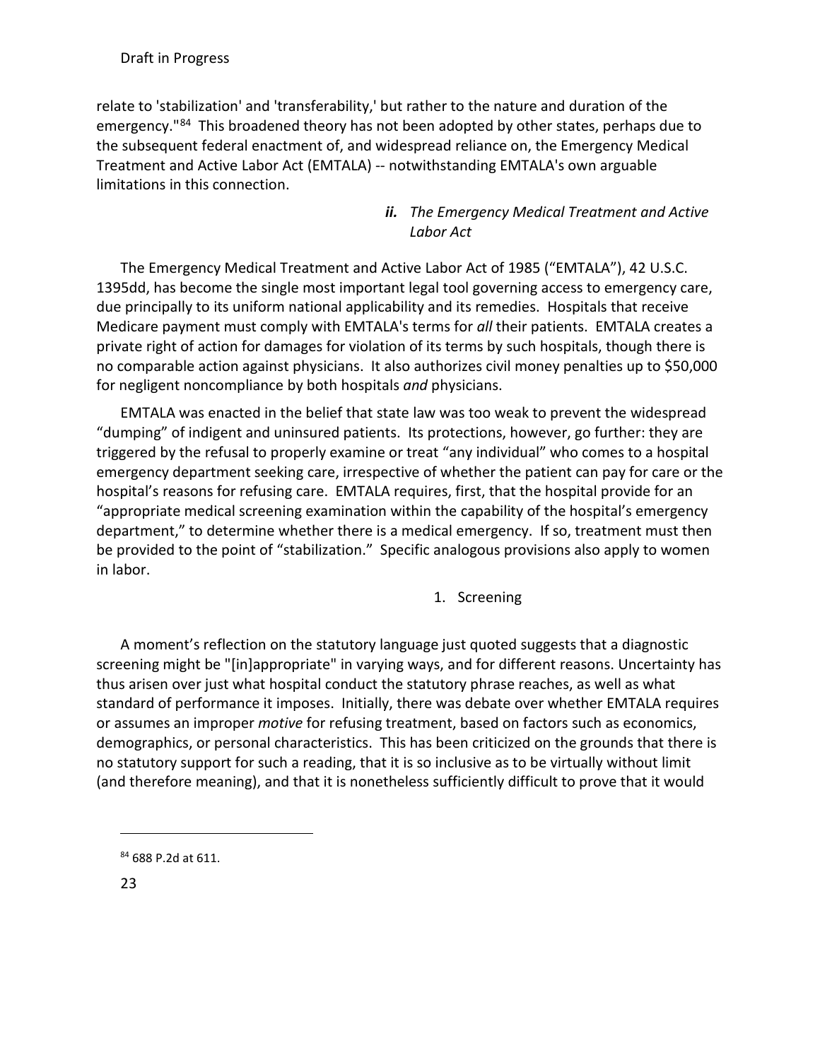relate to 'stabilization' and 'transferability,' but rather to the nature and duration of the emergency."[84] This broadened theory has not been adopted by other states, perhaps due to the subsequent federal enactment of, and widespread reliance on, the Emergency Medical Treatment and Active Labor Act (EMTALA) -- notwithstanding EMTALA's own arguable limitations in this connection.

### *ii. The Emergency Medical Treatment and Active Labor Act*

The Emergency Medical Treatment and Active Labor Act of 1985 ("EMTALA"), 42 U.S.C. 1395dd, has become the single most important legal tool governing access to emergency care, due principally to its uniform national applicability and its remedies. Hospitals that receive Medicare payment must comply with EMTALA's terms for *all* their patients. EMTALA creates a private right of action for damages for violation of its terms by such hospitals, though there is no comparable action against physicians. It also authorizes civil money penalties up to $50,000 for negligent noncompliance by both hospitals *and* physicians.

EMTALA was enacted in the belief that state law was too weak to prevent the widespread "dumping" of indigent and uninsured patients. Its protections, however, go further: they are triggered by the refusal to properly examine or treat "any individual" who comes to a hospital emergency department seeking care, irrespective of whether the patient can pay for care or the hospital's reasons for refusing care. EMTALA requires, first, that the hospital provide for an "appropriate medical screening examination within the capability of the hospital's emergency department," to determine whether there is a medical emergency. If so, treatment must then be provided to the point of "stabilization." Specific analogous provisions also apply to women in labor.

#### 1. Screening

A moment's reflection on the statutory language just quoted suggests that a diagnostic screening might be "[in]appropriate" in varying ways, and for different reasons. Uncertainty has thus arisen over just what hospital conduct the statutory phrase reaches, as well as what standard of performance it imposes. Initially, there was debate over whether EMTALA requires or assumes an improper *motive* for refusing treatment, based on factors such as economics, demographics, or personal characteristics. This has been criticized on the grounds that there is no statutory support for such a reading, that it is so inclusive as to be virtually without limit (and therefore meaning), and that it is nonetheless sufficiently difficult to prove that it would

---

[84] 688 P.2d at 611.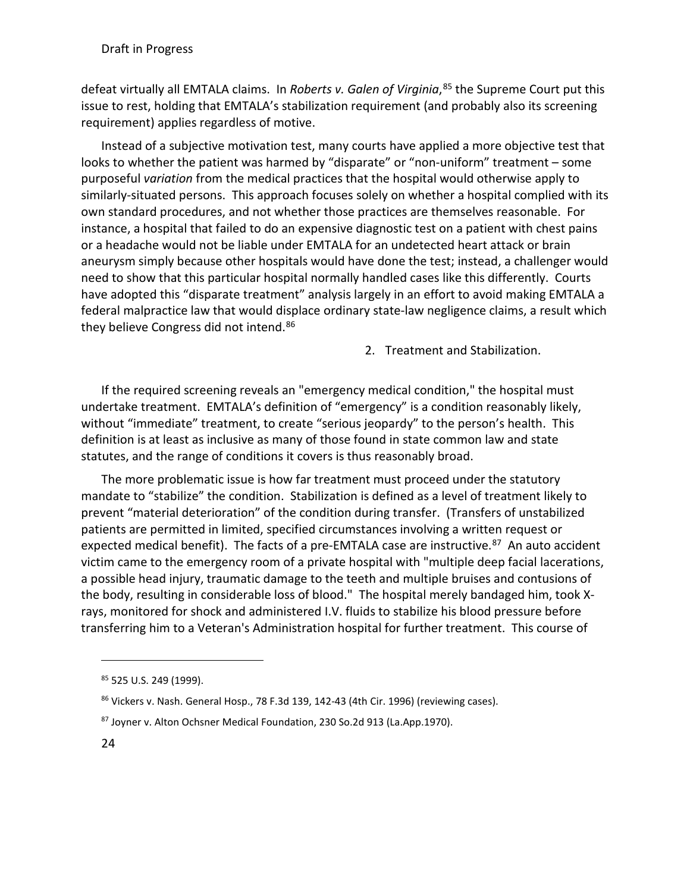defeat virtually all EMTALA claims. In *Roberts v. Galen of Virginia*,[85] the Supreme Court put this issue to rest, holding that EMTALA's stabilization requirement (and probably also its screening requirement) applies regardless of motive.

Instead of a subjective motivation test, many courts have applied a more objective test that looks to whether the patient was harmed by "disparate" or "non-uniform" treatment – some purposeful *variation* from the medical practices that the hospital would otherwise apply to similarly-situated persons. This approach focuses solely on whether a hospital complied with its own standard procedures, and not whether those practices are themselves reasonable. For instance, a hospital that failed to do an expensive diagnostic test on a patient with chest pains or a headache would not be liable under EMTALA for an undetected heart attack or brain aneurysm simply because other hospitals would have done the test; instead, a challenger would need to show that this particular hospital normally handled cases like this differently. Courts have adopted this "disparate treatment" analysis largely in an effort to avoid making EMTALA a federal malpractice law that would displace ordinary state-law negligence claims, a result which they believe Congress did not intend.[86]

2. Treatment and Stabilization.

If the required screening reveals an "emergency medical condition," the hospital must undertake treatment. EMTALA's definition of "emergency" is a condition reasonably likely, without "immediate" treatment, to create "serious jeopardy" to the person's health. This definition is at least as inclusive as many of those found in state common law and state statutes, and the range of conditions it covers is thus reasonably broad.

The more problematic issue is how far treatment must proceed under the statutory mandate to "stabilize" the condition. Stabilization is defined as a level of treatment likely to prevent "material deterioration" of the condition during transfer. (Transfers of unstabilized patients are permitted in limited, specified circumstances involving a written request or expected medical benefit). The facts of a pre-EMTALA case are instructive.[87] An auto accident victim came to the emergency room of a private hospital with "multiple deep facial lacerations, a possible head injury, traumatic damage to the teeth and multiple bruises and contusions of the body, resulting in considerable loss of blood." The hospital merely bandaged him, took X-rays, monitored for shock and administered I.V. fluids to stabilize his blood pressure before transferring him to a Veteran's Administration hospital for further treatment. This course of

---

[85] 525 U.S. 249 (1999).

[86] Vickers v. Nash. General Hosp., 78 F.3d 139, 142-43 (4th Cir. 1996) (reviewing cases).

[87] Joyner v. Alton Ochsner Medical Foundation, 230 So.2d 913 (La.App.1970).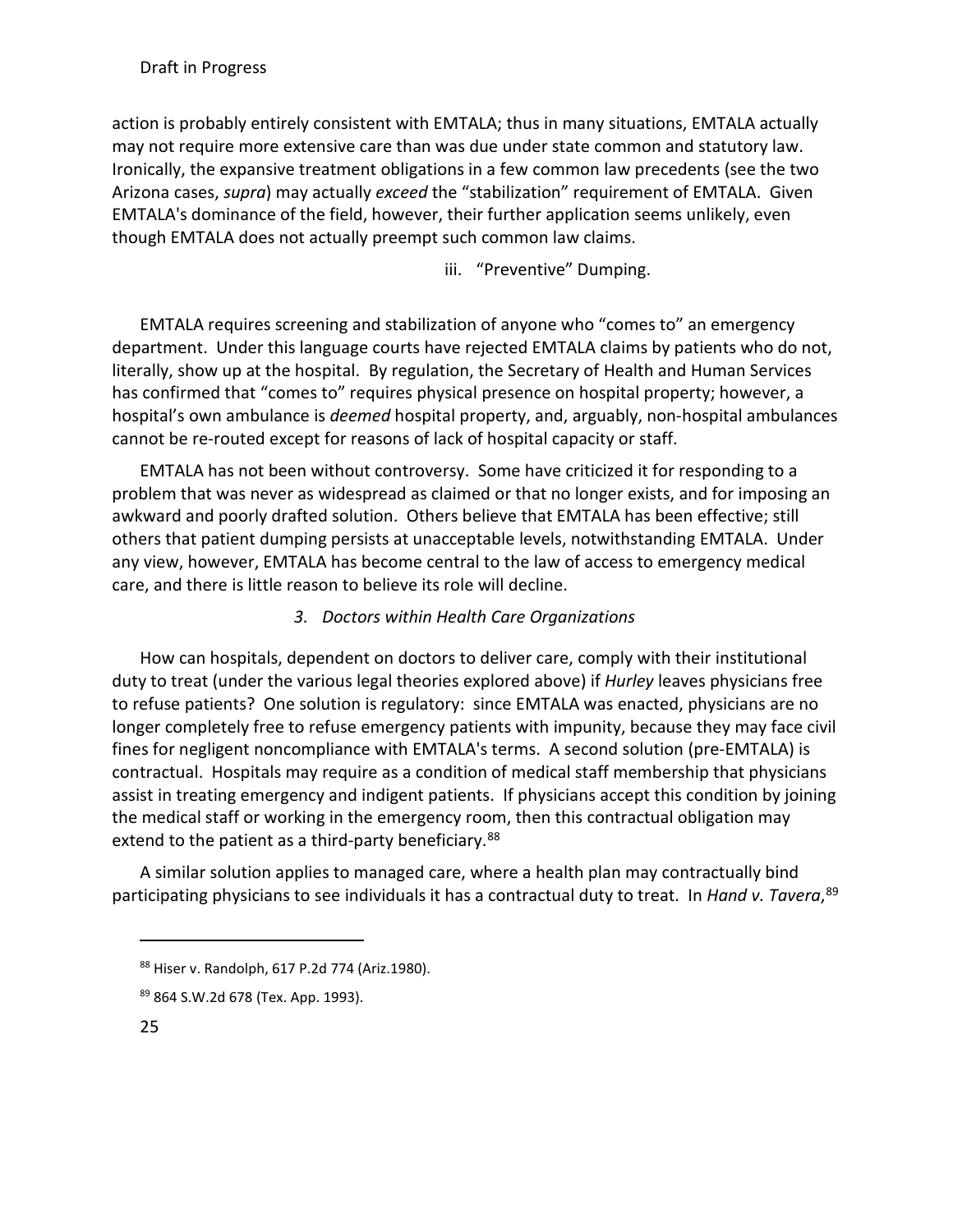action is probably entirely consistent with EMTALA; thus in many situations, EMTALA actually may not require more extensive care than was due under state common and statutory law. Ironically, the expansive treatment obligations in a few common law precedents (see the two Arizona cases, *supra*) may actually *exceed* the "stabilization" requirement of EMTALA. Given EMTALA's dominance of the field, however, their further application seems unlikely, even though EMTALA does not actually preempt such common law claims.

iii. "Preventive" Dumping.

EMTALA requires screening and stabilization of anyone who "comes to" an emergency department. Under this language courts have rejected EMTALA claims by patients who do not, literally, show up at the hospital. By regulation, the Secretary of Health and Human Services has confirmed that "comes to" requires physical presence on hospital property; however, a hospital's own ambulance is *deemed* hospital property, and, arguably, non-hospital ambulances cannot be re-routed except for reasons of lack of hospital capacity or staff.

EMTALA has not been without controversy. Some have criticized it for responding to a problem that was never as widespread as claimed or that no longer exists, and for imposing an awkward and poorly drafted solution. Others believe that EMTALA has been effective; still others that patient dumping persists at unacceptable levels, notwithstanding EMTALA. Under any view, however, EMTALA has become central to the law of access to emergency medical care, and there is little reason to believe its role will decline.

### *3. Doctors within Health Care Organizations*

How can hospitals, dependent on doctors to deliver care, comply with their institutional duty to treat (under the various legal theories explored above) if *Hurley* leaves physicians free to refuse patients? One solution is regulatory: since EMTALA was enacted, physicians are no longer completely free to refuse emergency patients with impunity, because they may face civil fines for negligent noncompliance with EMTALA's terms. A second solution (pre-EMTALA) is contractual. Hospitals may require as a condition of medical staff membership that physicians assist in treating emergency and indigent patients. If physicians accept this condition by joining the medical staff or working in the emergency room, then this contractual obligation may extend to the patient as a third-party beneficiary.[88]

A similar solution applies to managed care, where a health plan may contractually bind participating physicians to see individuals it has a contractual duty to treat. In *Hand v. Tavera*,[89]

---

[88] Hiser v. Randolph, 617 P.2d 774 (Ariz.1980).

[89] 864 S.W.2d 678 (Tex. App. 1993).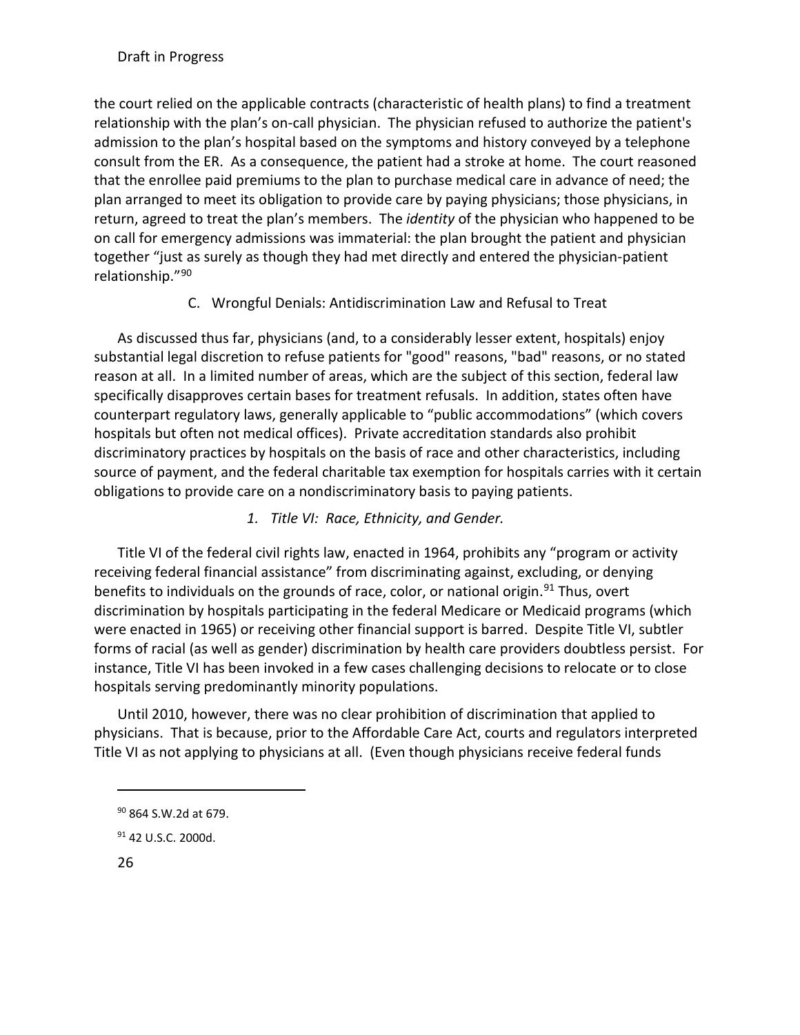the court relied on the applicable contracts (characteristic of health plans) to find a treatment relationship with the plan's on-call physician. The physician refused to authorize the patient's admission to the plan's hospital based on the symptoms and history conveyed by a telephone consult from the ER. As a consequence, the patient had a stroke at home. The court reasoned that the enrollee paid premiums to the plan to purchase medical care in advance of need; the plan arranged to meet its obligation to provide care by paying physicians; those physicians, in return, agreed to treat the plan's members. The *identity* of the physician who happened to be on call for emergency admissions was immaterial: the plan brought the patient and physician together "just as surely as though they had met directly and entered the physician-patient relationship."[90]

### C. Wrongful Denials: Antidiscrimination Law and Refusal to Treat

As discussed thus far, physicians (and, to a considerably lesser extent, hospitals) enjoy substantial legal discretion to refuse patients for "good" reasons, "bad" reasons, or no stated reason at all. In a limited number of areas, which are the subject of this section, federal law specifically disapproves certain bases for treatment refusals. In addition, states often have counterpart regulatory laws, generally applicable to "public accommodations" (which covers hospitals but often not medical offices). Private accreditation standards also prohibit discriminatory practices by hospitals on the basis of race and other characteristics, including source of payment, and the federal charitable tax exemption for hospitals carries with it certain obligations to provide care on a nondiscriminatory basis to paying patients.

#### *1. Title VI: Race, Ethnicity, and Gender.*

Title VI of the federal civil rights law, enacted in 1964, prohibits any "program or activity receiving federal financial assistance" from discriminating against, excluding, or denying benefits to individuals on the grounds of race, color, or national origin.[91] Thus, overt discrimination by hospitals participating in the federal Medicare or Medicaid programs (which were enacted in 1965) or receiving other financial support is barred. Despite Title VI, subtler forms of racial (as well as gender) discrimination by health care providers doubtless persist. For instance, Title VI has been invoked in a few cases challenging decisions to relocate or to close hospitals serving predominantly minority populations.

Until 2010, however, there was no clear prohibition of discrimination that applied to physicians. That is because, prior to the Affordable Care Act, courts and regulators interpreted Title VI as not applying to physicians at all. (Even though physicians receive federal funds

---

[90] 864 S.W.2d at 679.

[91] 42 U.S.C. 2000d.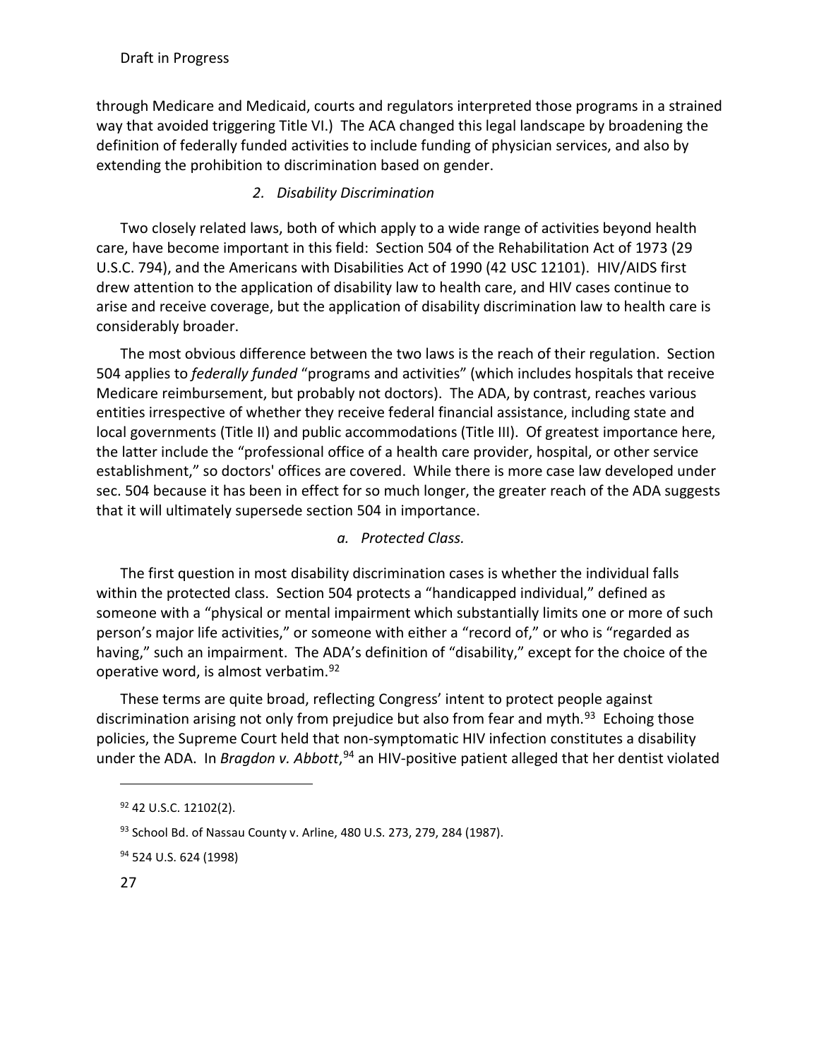through Medicare and Medicaid, courts and regulators interpreted those programs in a strained way that avoided triggering Title VI.) The ACA changed this legal landscape by broadening the definition of federally funded activities to include funding of physician services, and also by extending the prohibition to discrimination based on gender.

### *2. Disability Discrimination*

Two closely related laws, both of which apply to a wide range of activities beyond health care, have become important in this field: Section 504 of the Rehabilitation Act of 1973 (29 U.S.C. 794), and the Americans with Disabilities Act of 1990 (42 USC 12101). HIV/AIDS first drew attention to the application of disability law to health care, and HIV cases continue to arise and receive coverage, but the application of disability discrimination law to health care is considerably broader.

The most obvious difference between the two laws is the reach of their regulation. Section 504 applies to *federally funded* "programs and activities" (which includes hospitals that receive Medicare reimbursement, but probably not doctors). The ADA, by contrast, reaches various entities irrespective of whether they receive federal financial assistance, including state and local governments (Title II) and public accommodations (Title III). Of greatest importance here, the latter include the "professional office of a health care provider, hospital, or other service establishment," so doctors' offices are covered. While there is more case law developed under sec. 504 because it has been in effect for so much longer, the greater reach of the ADA suggests that it will ultimately supersede section 504 in importance.

#### *a. Protected Class.*

The first question in most disability discrimination cases is whether the individual falls within the protected class. Section 504 protects a "handicapped individual," defined as someone with a "physical or mental impairment which substantially limits one or more of such person's major life activities," or someone with either a "record of," or who is "regarded as having," such an impairment. The ADA's definition of "disability," except for the choice of the operative word, is almost verbatim.[92]

These terms are quite broad, reflecting Congress' intent to protect people against discrimination arising not only from prejudice but also from fear and myth.[93] Echoing those policies, the Supreme Court held that non-symptomatic HIV infection constitutes a disability under the ADA. In *Bragdon v. Abbott*,[94] an HIV-positive patient alleged that her dentist violated

---

[92] 42 U.S.C. 12102(2).

[93] School Bd. of Nassau County v. Arline, 480 U.S. 273, 279, 284 (1987).

[94] 524 U.S. 624 (1998)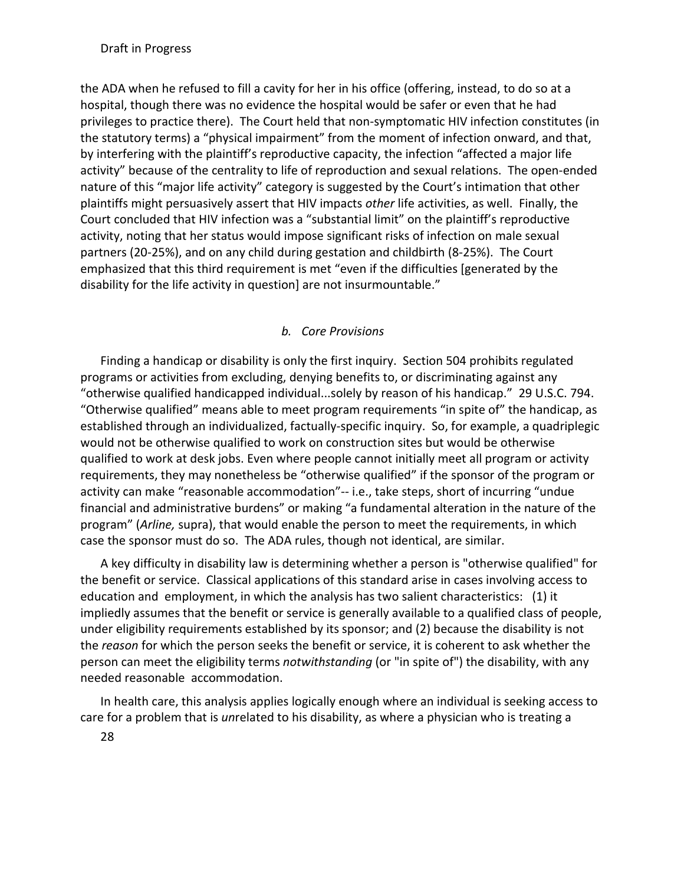the ADA when he refused to fill a cavity for her in his office (offering, instead, to do so at a hospital, though there was no evidence the hospital would be safer or even that he had privileges to practice there). The Court held that non-symptomatic HIV infection constitutes (in the statutory terms) a "physical impairment" from the moment of infection onward, and that, by interfering with the plaintiff's reproductive capacity, the infection "affected a major life activity" because of the centrality to life of reproduction and sexual relations. The open-ended nature of this "major life activity" category is suggested by the Court's intimation that other plaintiffs might persuasively assert that HIV impacts *other* life activities, as well. Finally, the Court concluded that HIV infection was a "substantial limit" on the plaintiff's reproductive activity, noting that her status would impose significant risks of infection on male sexual partners (20-25%), and on any child during gestation and childbirth (8-25%). The Court emphasized that this third requirement is met "even if the difficulties [generated by the disability for the life activity in question] are not insurmountable."

### *b. Core Provisions*

Finding a handicap or disability is only the first inquiry. Section 504 prohibits regulated programs or activities from excluding, denying benefits to, or discriminating against any "otherwise qualified handicapped individual...solely by reason of his handicap." 29 U.S.C. 794. "Otherwise qualified" means able to meet program requirements "in spite of" the handicap, as established through an individualized, factually-specific inquiry. So, for example, a quadriplegic would not be otherwise qualified to work on construction sites but would be otherwise qualified to work at desk jobs. Even where people cannot initially meet all program or activity requirements, they may nonetheless be "otherwise qualified" if the sponsor of the program or activity can make "reasonable accommodation"-- i.e., take steps, short of incurring "undue financial and administrative burdens" or making "a fundamental alteration in the nature of the program" (*Arline,* supra), that would enable the person to meet the requirements, in which case the sponsor must do so. The ADA rules, though not identical, are similar.

A key difficulty in disability law is determining whether a person is "otherwise qualified" for the benefit or service. Classical applications of this standard arise in cases involving access to education and employment, in which the analysis has two salient characteristics: (1) it impliedly assumes that the benefit or service is generally available to a qualified class of people, under eligibility requirements established by its sponsor; and (2) because the disability is not the *reason* for which the person seeks the benefit or service, it is coherent to ask whether the person can meet the eligibility terms *notwithstanding* (or "in spite of") the disability, with any needed reasonable accommodation.

In health care, this analysis applies logically enough where an individual is seeking access to care for a problem that is *un*related to his disability, as where a physician who is treating a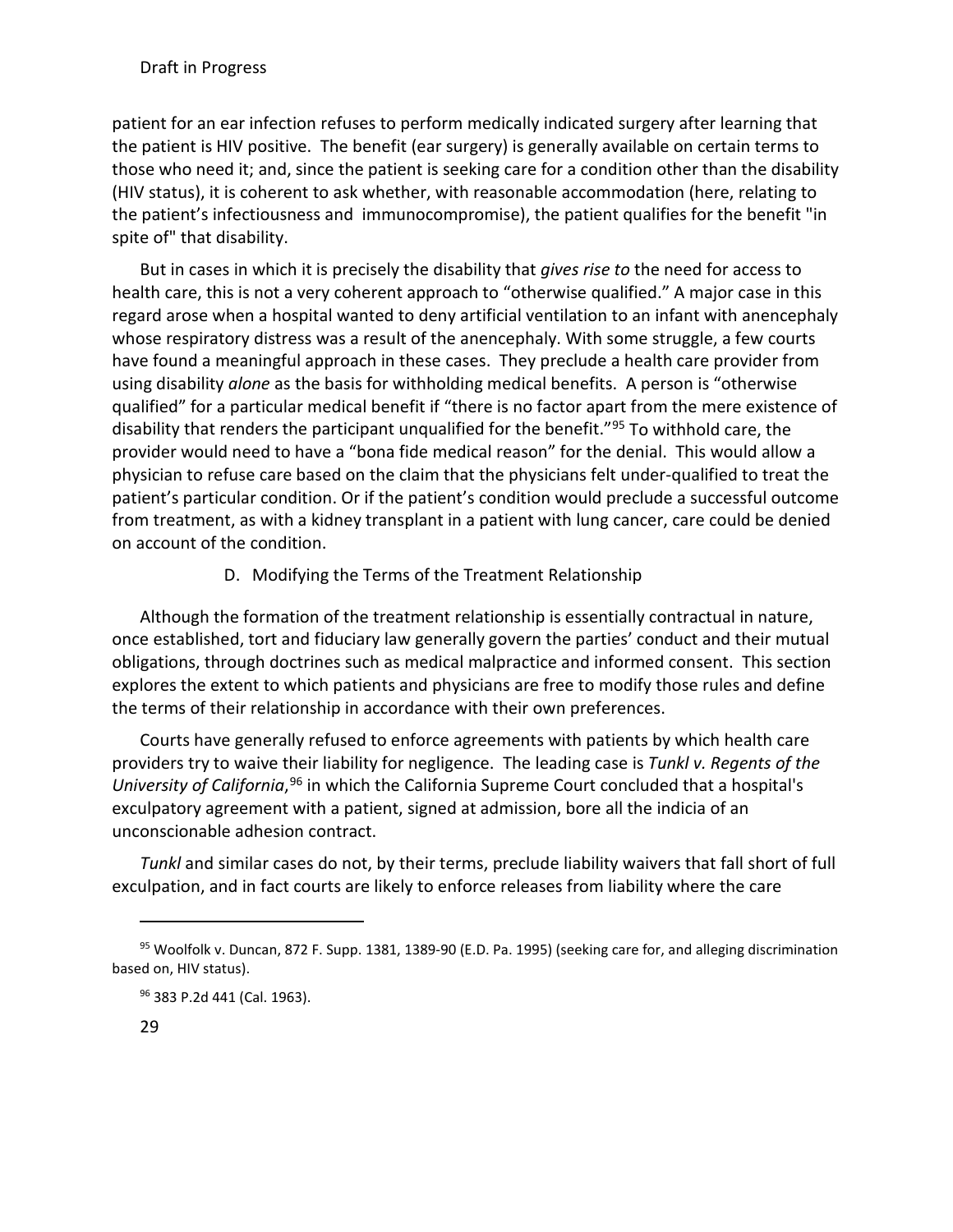patient for an ear infection refuses to perform medically indicated surgery after learning that the patient is HIV positive. The benefit (ear surgery) is generally available on certain terms to those who need it; and, since the patient is seeking care for a condition other than the disability (HIV status), it is coherent to ask whether, with reasonable accommodation (here, relating to the patient's infectiousness and immunocompromise), the patient qualifies for the benefit "in spite of" that disability.

But in cases in which it is precisely the disability that *gives rise to* the need for access to health care, this is not a very coherent approach to "otherwise qualified." A major case in this regard arose when a hospital wanted to deny artificial ventilation to an infant with anencephaly whose respiratory distress was a result of the anencephaly. With some struggle, a few courts have found a meaningful approach in these cases. They preclude a health care provider from using disability *alone* as the basis for withholding medical benefits. A person is "otherwise qualified" for a particular medical benefit if "there is no factor apart from the mere existence of disability that renders the participant unqualified for the benefit."[95] To withhold care, the provider would need to have a "bona fide medical reason" for the denial. This would allow a physician to refuse care based on the claim that the physicians felt under-qualified to treat the patient's particular condition. Or if the patient's condition would preclude a successful outcome from treatment, as with a kidney transplant in a patient with lung cancer, care could be denied on account of the condition.

### D. Modifying the Terms of the Treatment Relationship

Although the formation of the treatment relationship is essentially contractual in nature, once established, tort and fiduciary law generally govern the parties' conduct and their mutual obligations, through doctrines such as medical malpractice and informed consent. This section explores the extent to which patients and physicians are free to modify those rules and define the terms of their relationship in accordance with their own preferences.

Courts have generally refused to enforce agreements with patients by which health care providers try to waive their liability for negligence. The leading case is *Tunkl v. Regents of the University of California*,[96] in which the California Supreme Court concluded that a hospital's exculpatory agreement with a patient, signed at admission, bore all the indicia of an unconscionable adhesion contract.

*Tunkl* and similar cases do not, by their terms, preclude liability waivers that fall short of full exculpation, and in fact courts are likely to enforce releases from liability where the care

[95] Woolfolk v. Duncan, 872 F. Supp. 1381, 1389-90 (E.D. Pa. 1995) (seeking care for, and alleging discrimination based on, HIV status).

[96] 383 P.2d 441 (Cal. 1963).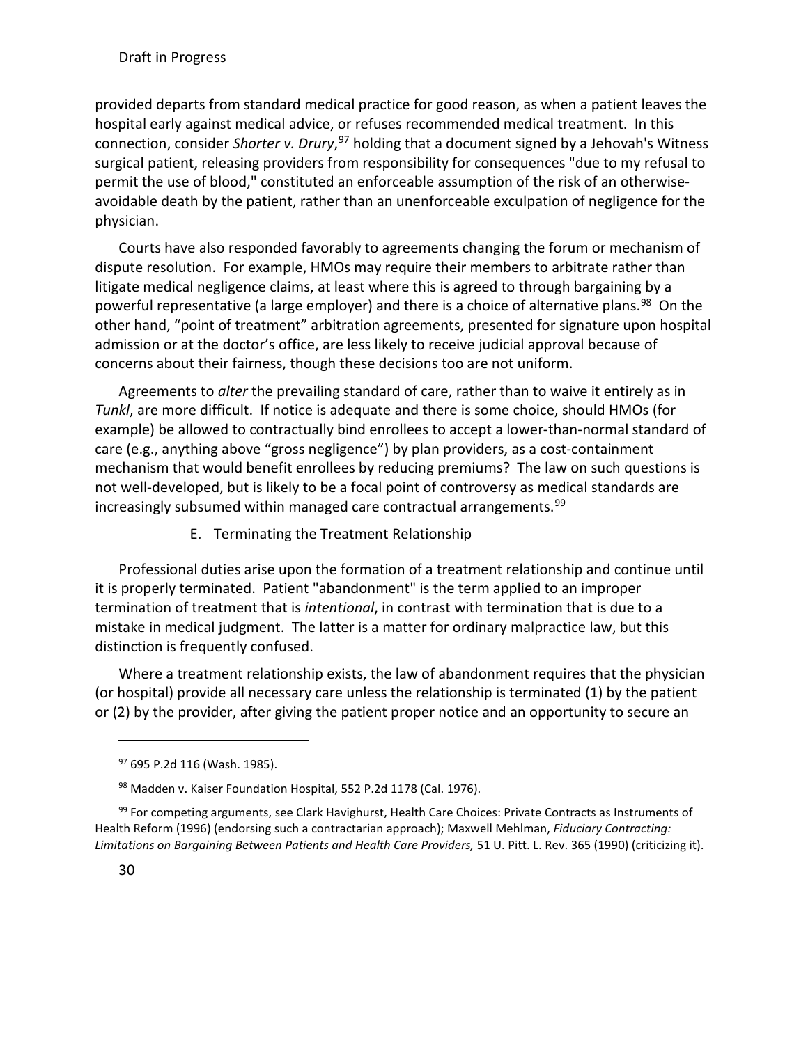provided departs from standard medical practice for good reason, as when a patient leaves the hospital early against medical advice, or refuses recommended medical treatment. In this connection, consider *Shorter v. Drury*,[97] holding that a document signed by a Jehovah's Witness surgical patient, releasing providers from responsibility for consequences "due to my refusal to permit the use of blood," constituted an enforceable assumption of the risk of an otherwise-avoidable death by the patient, rather than an unenforceable exculpation of negligence for the physician.

Courts have also responded favorably to agreements changing the forum or mechanism of dispute resolution. For example, HMOs may require their members to arbitrate rather than litigate medical negligence claims, at least where this is agreed to through bargaining by a powerful representative (a large employer) and there is a choice of alternative plans.[98] On the other hand, "point of treatment" arbitration agreements, presented for signature upon hospital admission or at the doctor's office, are less likely to receive judicial approval because of concerns about their fairness, though these decisions too are not uniform.

Agreements to *alter* the prevailing standard of care, rather than to waive it entirely as in *Tunkl*, are more difficult. If notice is adequate and there is some choice, should HMOs (for example) be allowed to contractually bind enrollees to accept a lower-than-normal standard of care (e.g., anything above "gross negligence") by plan providers, as a cost-containment mechanism that would benefit enrollees by reducing premiums? The law on such questions is not well-developed, but is likely to be a focal point of controversy as medical standards are increasingly subsumed within managed care contractual arrangements.[99]

### E. Terminating the Treatment Relationship

Professional duties arise upon the formation of a treatment relationship and continue until it is properly terminated. Patient "abandonment" is the term applied to an improper termination of treatment that is *intentional*, in contrast with termination that is due to a mistake in medical judgment. The latter is a matter for ordinary malpractice law, but this distinction is frequently confused.

Where a treatment relationship exists, the law of abandonment requires that the physician (or hospital) provide all necessary care unless the relationship is terminated (1) by the patient or (2) by the provider, after giving the patient proper notice and an opportunity to secure an

---

[97] 695 P.2d 116 (Wash. 1985).

[98] Madden v. Kaiser Foundation Hospital, 552 P.2d 1178 (Cal. 1976).

[99] For competing arguments, see Clark Havighurst, Health Care Choices: Private Contracts as Instruments of Health Reform (1996) (endorsing such a contractarian approach); Maxwell Mehlman, *Fiduciary Contracting: Limitations on Bargaining Between Patients and Health Care Providers,* 51 U. Pitt. L. Rev. 365 (1990) (criticizing it).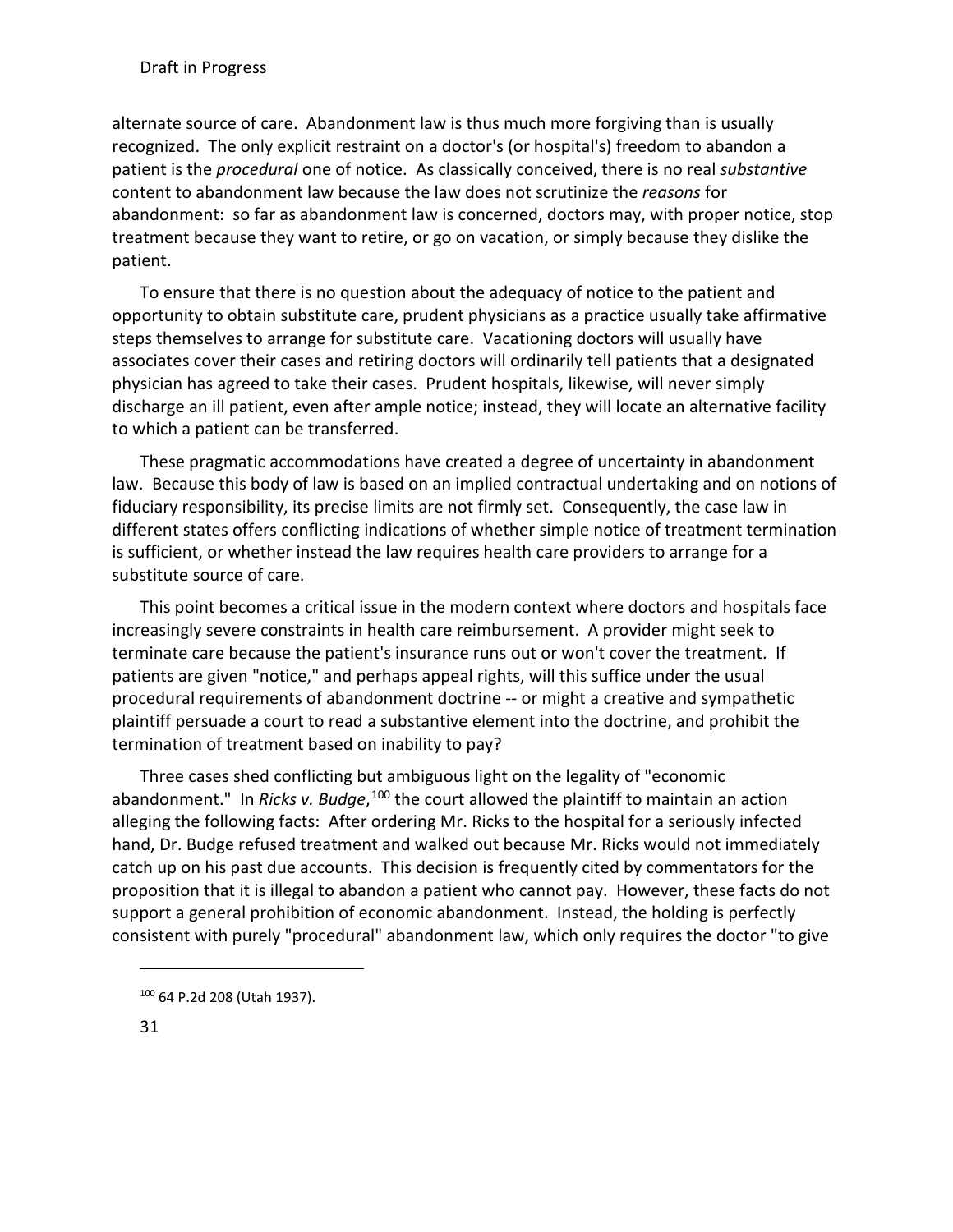alternate source of care. Abandonment law is thus much more forgiving than is usually recognized. The only explicit restraint on a doctor's (or hospital's) freedom to abandon a patient is the *procedural* one of notice. As classically conceived, there is no real *substantive* content to abandonment law because the law does not scrutinize the *reasons* for abandonment: so far as abandonment law is concerned, doctors may, with proper notice, stop treatment because they want to retire, or go on vacation, or simply because they dislike the patient.

To ensure that there is no question about the adequacy of notice to the patient and opportunity to obtain substitute care, prudent physicians as a practice usually take affirmative steps themselves to arrange for substitute care. Vacationing doctors will usually have associates cover their cases and retiring doctors will ordinarily tell patients that a designated physician has agreed to take their cases. Prudent hospitals, likewise, will never simply discharge an ill patient, even after ample notice; instead, they will locate an alternative facility to which a patient can be transferred.

These pragmatic accommodations have created a degree of uncertainty in abandonment law. Because this body of law is based on an implied contractual undertaking and on notions of fiduciary responsibility, its precise limits are not firmly set. Consequently, the case law in different states offers conflicting indications of whether simple notice of treatment termination is sufficient, or whether instead the law requires health care providers to arrange for a substitute source of care.

This point becomes a critical issue in the modern context where doctors and hospitals face increasingly severe constraints in health care reimbursement. A provider might seek to terminate care because the patient's insurance runs out or won't cover the treatment. If patients are given "notice," and perhaps appeal rights, will this suffice under the usual procedural requirements of abandonment doctrine -- or might a creative and sympathetic plaintiff persuade a court to read a substantive element into the doctrine, and prohibit the termination of treatment based on inability to pay?

Three cases shed conflicting but ambiguous light on the legality of "economic abandonment." In *Ricks v. Budge*,[100] the court allowed the plaintiff to maintain an action alleging the following facts: After ordering Mr. Ricks to the hospital for a seriously infected hand, Dr. Budge refused treatment and walked out because Mr. Ricks would not immediately catch up on his past due accounts. This decision is frequently cited by commentators for the proposition that it is illegal to abandon a patient who cannot pay. However, these facts do not support a general prohibition of economic abandonment. Instead, the holding is perfectly consistent with purely "procedural" abandonment law, which only requires the doctor "to give

---

[100] 64 P.2d 208 (Utah 1937).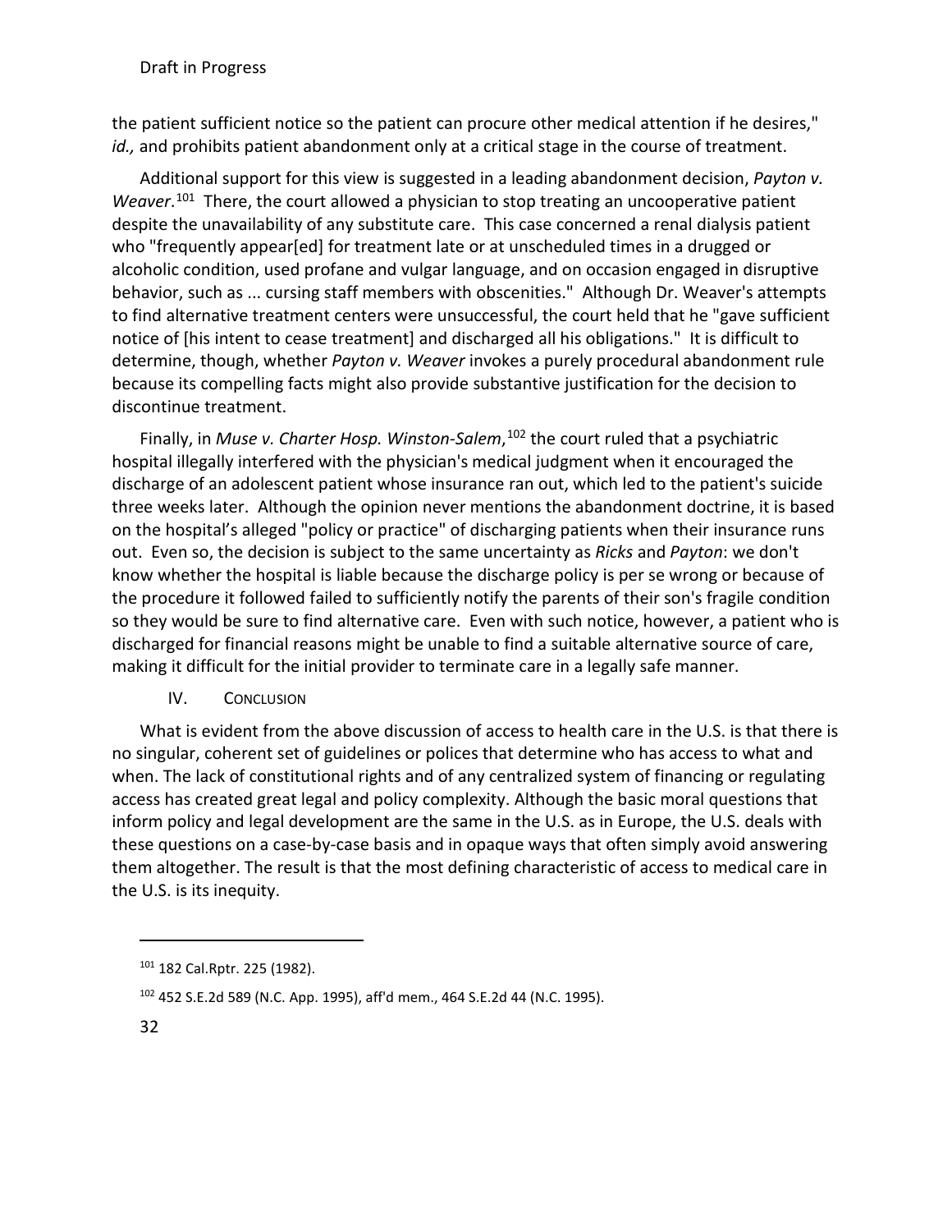the patient sufficient notice so the patient can procure other medical attention if he desires," *id.,* and prohibits patient abandonment only at a critical stage in the course of treatment.

Additional support for this view is suggested in a leading abandonment decision, *Payton v. Weaver*.[101] There, the court allowed a physician to stop treating an uncooperative patient despite the unavailability of any substitute care. This case concerned a renal dialysis patient who "frequently appear[ed] for treatment late or at unscheduled times in a drugged or alcoholic condition, used profane and vulgar language, and on occasion engaged in disruptive behavior, such as ... cursing staff members with obscenities." Although Dr. Weaver's attempts to find alternative treatment centers were unsuccessful, the court held that he "gave sufficient notice of [his intent to cease treatment] and discharged all his obligations." It is difficult to determine, though, whether *Payton v. Weaver* invokes a purely procedural abandonment rule because its compelling facts might also provide substantive justification for the decision to discontinue treatment.

Finally, in *Muse v. Charter Hosp. Winston-Salem*,[102] the court ruled that a psychiatric hospital illegally interfered with the physician's medical judgment when it encouraged the discharge of an adolescent patient whose insurance ran out, which led to the patient's suicide three weeks later. Although the opinion never mentions the abandonment doctrine, it is based on the hospital's alleged "policy or practice" of discharging patients when their insurance runs out. Even so, the decision is subject to the same uncertainty as *Ricks* and *Payton*: we don't know whether the hospital is liable because the discharge policy is per se wrong or because of the procedure it followed failed to sufficiently notify the parents of their son's fragile condition so they would be sure to find alternative care. Even with such notice, however, a patient who is discharged for financial reasons might be unable to find a suitable alternative source of care, making it difficult for the initial provider to terminate care in a legally safe manner.

## IV. Conclusion

What is evident from the above discussion of access to health care in the U.S. is that there is no singular, coherent set of guidelines or polices that determine who has access to what and when. The lack of constitutional rights and of any centralized system of financing or regulating access has created great legal and policy complexity. Although the basic moral questions that inform policy and legal development are the same in the U.S. as in Europe, the U.S. deals with these questions on a case-by-case basis and in opaque ways that often simply avoid answering them altogether. The result is that the most defining characteristic of access to medical care in the U.S. is its inequity.

---

[101] 182 Cal.Rptr. 225 (1982).

[102] 452 S.E.2d 589 (N.C. App. 1995), aff'd mem., 464 S.E.2d 44 (N.C. 1995).